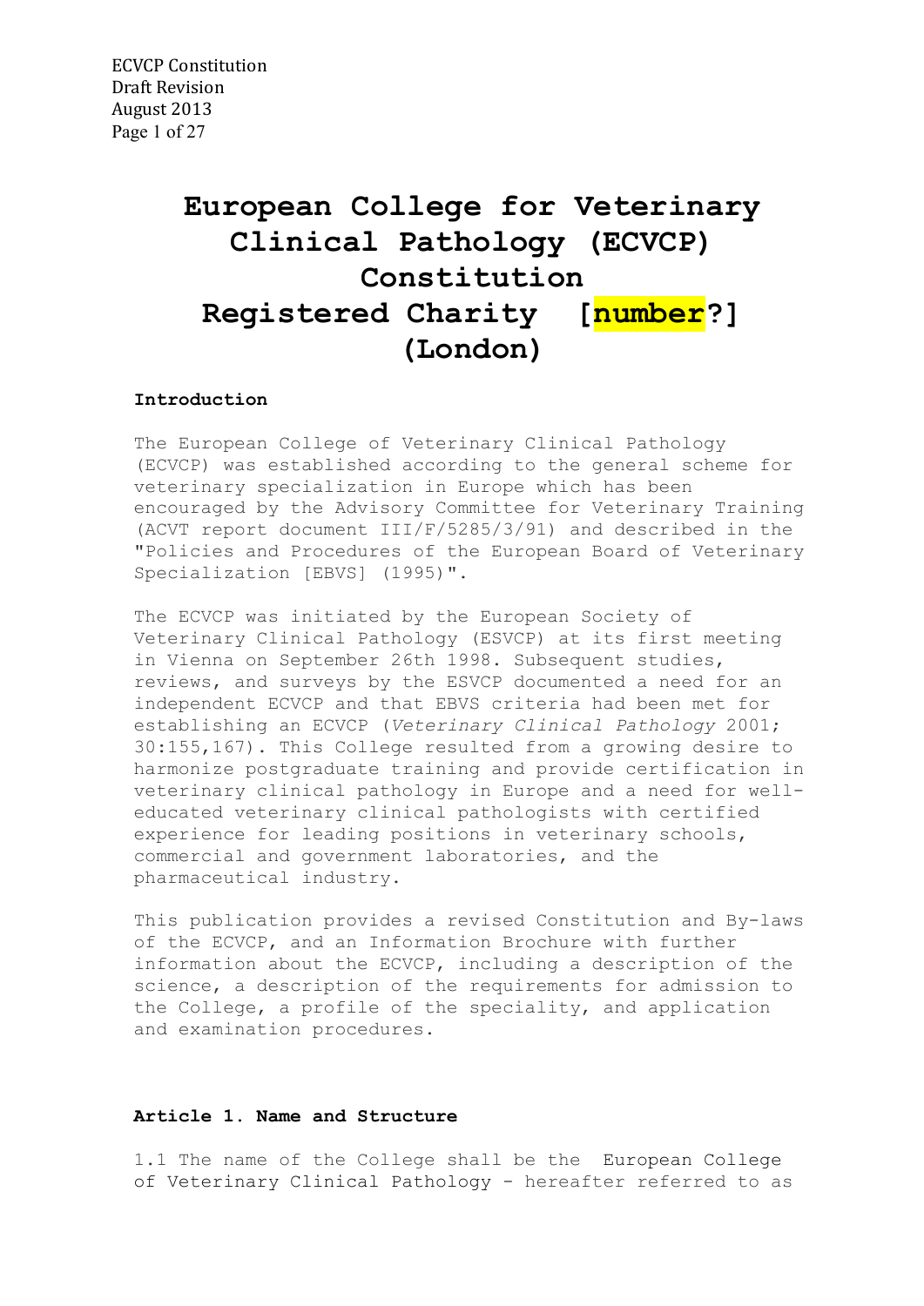# European College for Veterinary Clinical Pathology (ECVCP) Constitution Registered Charity [number?] (London)

### Introduction

The European College of Veterinary Clinical Pathology (ECVCP) was established according to the general scheme for veterinary specialization in Europe which has been encouraged by the Advisory Committee for Veterinary Training (ACVT report document III/F/5285/3/91) and described in the "Policies and Procedures of the European Board of Veterinary Specialization [EBVS] (1995)".

The ECVCP was initiated by the European Society of Veterinary Clinical Pathology (ESVCP) at its first meeting in Vienna on September 26th 1998. Subsequent studies, reviews, and surveys by the ESVCP documented a need for an independent ECVCP and that EBVS criteria had been met for establishing an ECVCP (*Veterinary Clinical Pathology* 2001; 30:155,167). This College resulted from a growing desire to harmonize postgraduate training and provide certification in veterinary clinical pathology in Europe and a need for well-educated veterinary clinical pathologists with certified experience for leading positions in veterinary schools, commercial and government laboratories, and the pharmaceutical industry.

This publication provides a revised Constitution and By-laws of the ECVCP, and an Information Brochure with further information about the ECVCP, including a description of the science, a description of the requirements for admission to the College, a profile of the speciality, and application and examination procedures.

### Article 1. Name and Structure

1.1 The name of the College shall be the European College of Veterinary Clinical Pathology - hereafter referred to as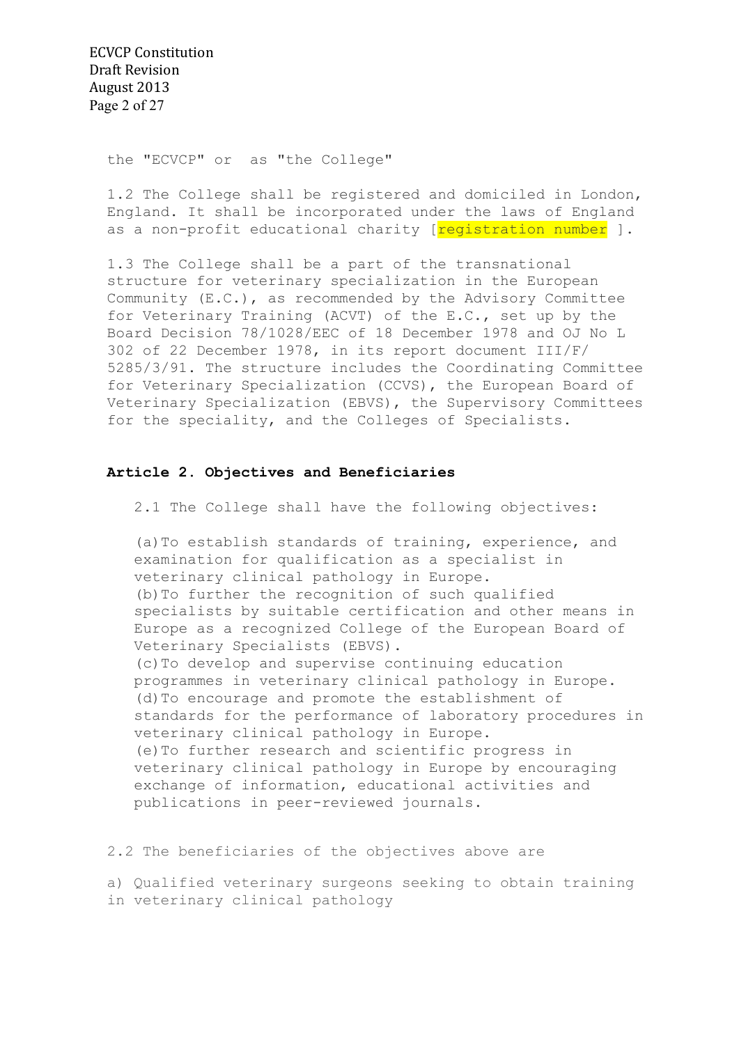the "ECVCP" or as "the College"

1.2 The College shall be registered and domiciled in London, England. It shall be incorporated under the laws of England as a non-profit educational charity [registration number ].

1.3 The College shall be a part of the transnational structure for veterinary specialization in the European Community (E.C.), as recommended by the Advisory Committee for Veterinary Training (ACVT) of the E.C., set up by the Board Decision 78/1028/EEC of 18 December 1978 and OJ No L 302 of 22 December 1978, in its report document III/F/5285/3/91. The structure includes the Coordinating Committee for Veterinary Specialization (CCVS), the European Board of Veterinary Specialization (EBVS), the Supervisory Committees for the speciality, and the Colleges of Specialists.

**Article 2. Objectives and Beneficiaries**

2.1 The College shall have the following objectives:

(a) To establish standards of training, experience, and examination for qualification as a specialist in veterinary clinical pathology in Europe.
(b) To further the recognition of such qualified specialists by suitable certification and other means in Europe as a recognized College of the European Board of Veterinary Specialists (EBVS).
(c) To develop and supervise continuing education programmes in veterinary clinical pathology in Europe.
(d) To encourage and promote the establishment of standards for the performance of laboratory procedures in veterinary clinical pathology in Europe.
(e) To further research and scientific progress in veterinary clinical pathology in Europe by encouraging exchange of information, educational activities and publications in peer-reviewed journals.

2.2 The beneficiaries of the objectives above are

a) Qualified veterinary surgeons seeking to obtain training in veterinary clinical pathology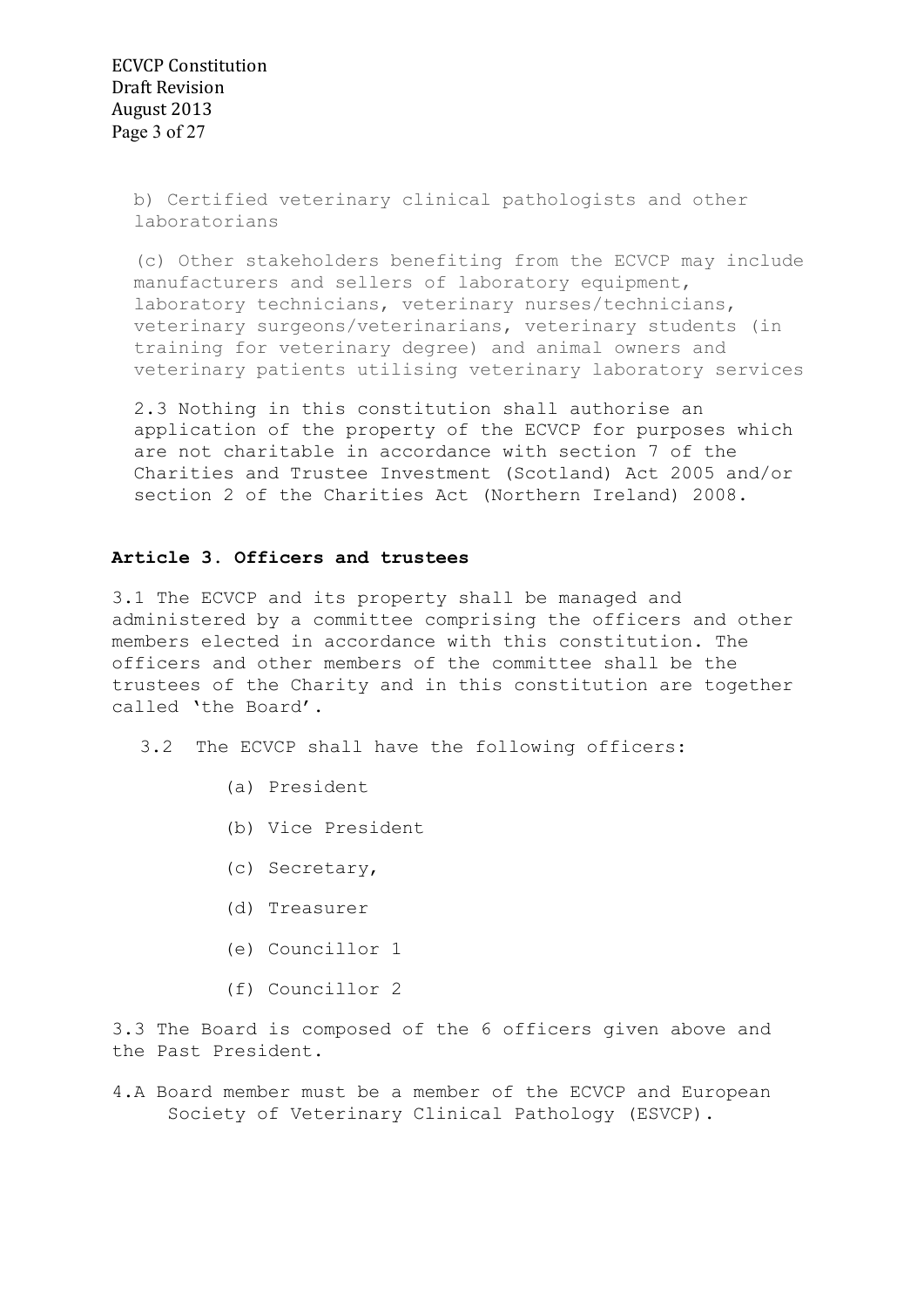b) Certified veterinary clinical pathologists and other laboratorians

(c) Other stakeholders benefiting from the ECVCP may include manufacturers and sellers of laboratory equipment, laboratory technicians, veterinary nurses/technicians, veterinary surgeons/veterinarians, veterinary students (in training for veterinary degree) and animal owners and veterinary patients utilising veterinary laboratory services

2.3 Nothing in this constitution shall authorise an application of the property of the ECVCP for purposes which are not charitable in accordance with section 7 of the Charities and Trustee Investment (Scotland) Act 2005 and/or section 2 of the Charities Act (Northern Ireland) 2008.

## Article 3. Officers and trustees

3.1 The ECVCP and its property shall be managed and administered by a committee comprising the officers and other members elected in accordance with this constitution. The officers and other members of the committee shall be the trustees of the Charity and in this constitution are together called 'the Board'.

3.2 The ECVCP shall have the following officers:

(a) President

(b) Vice President

(c) Secretary,

(d) Treasurer

(e) Councillor 1

(f) Councillor 2

3.3 The Board is composed of the 6 officers given above and the Past President.

4.A Board member must be a member of the ECVCP and European Society of Veterinary Clinical Pathology (ESVCP).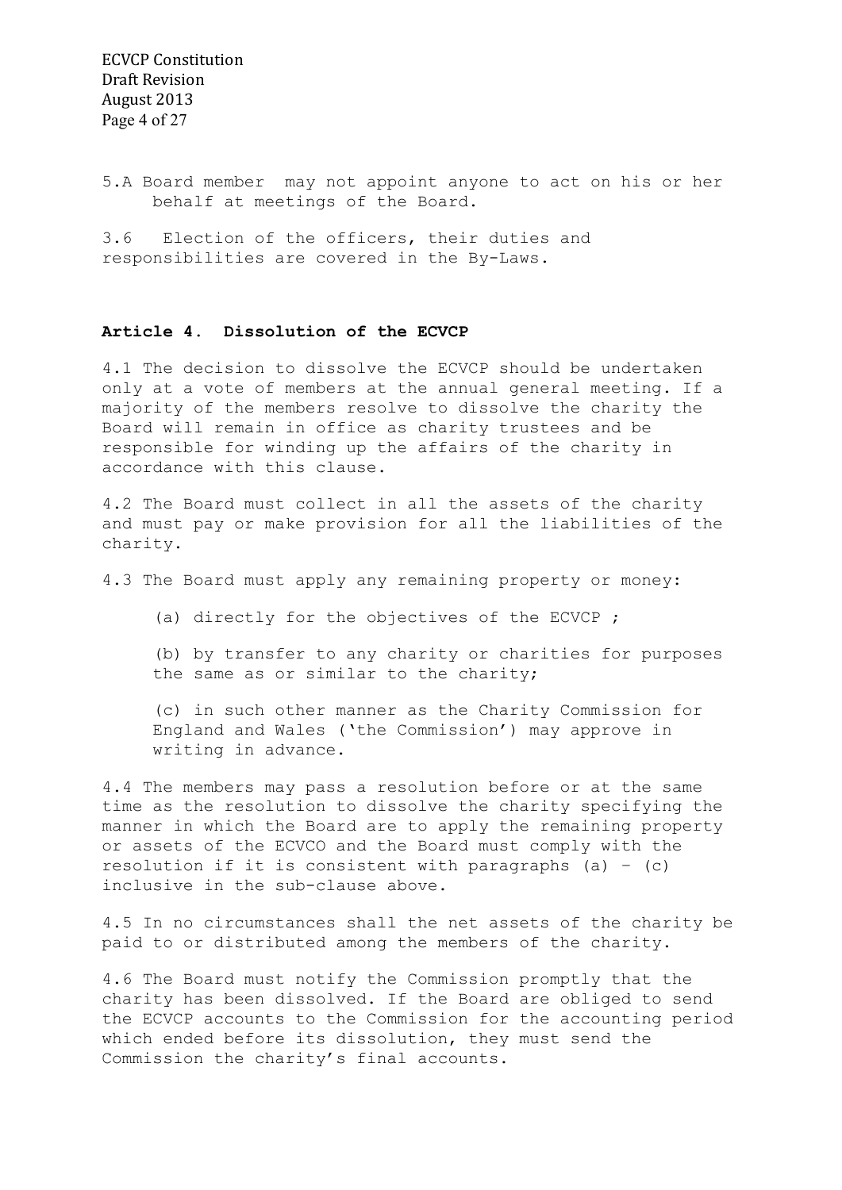5.A Board member may not appoint anyone to act on his or her behalf at meetings of the Board.

3.6 Election of the officers, their duties and responsibilities are covered in the By-Laws.

## Article 4. Dissolution of the ECVCP

4.1 The decision to dissolve the ECVCP should be undertaken only at a vote of members at the annual general meeting. If a majority of the members resolve to dissolve the charity the Board will remain in office as charity trustees and be responsible for winding up the affairs of the charity in accordance with this clause.

4.2 The Board must collect in all the assets of the charity and must pay or make provision for all the liabilities of the charity.

4.3 The Board must apply any remaining property or money:

(a) directly for the objectives of the ECVCP ;

(b) by transfer to any charity or charities for purposes the same as or similar to the charity;

(c) in such other manner as the Charity Commission for England and Wales ('the Commission') may approve in writing in advance.

4.4 The members may pass a resolution before or at the same time as the resolution to dissolve the charity specifying the manner in which the Board are to apply the remaining property or assets of the ECVCO and the Board must comply with the resolution if it is consistent with paragraphs (a) – (c) inclusive in the sub-clause above.

4.5 In no circumstances shall the net assets of the charity be paid to or distributed among the members of the charity.

4.6 The Board must notify the Commission promptly that the charity has been dissolved. If the Board are obliged to send the ECVCP accounts to the Commission for the accounting period which ended before its dissolution, they must send the Commission the charity's final accounts.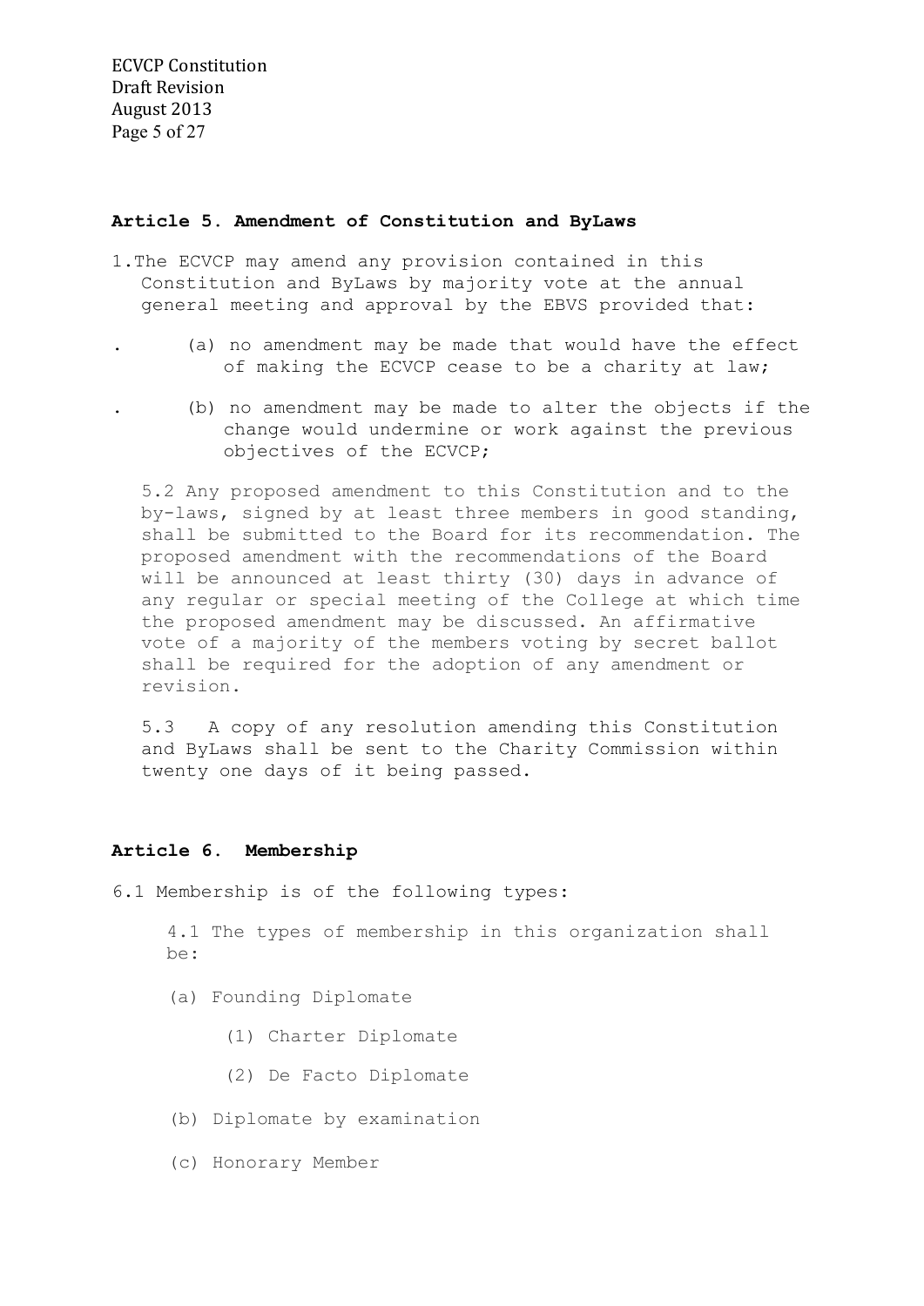**Article 5. Amendment of Constitution and ByLaws**

1. The ECVCP may amend any provision contained in this Constitution and ByLaws by majority vote at the annual general meeting and approval by the EBVS provided that:

. (a) no amendment may be made that would have the effect of making the ECVCP cease to be a charity at law;

. (b) no amendment may be made to alter the objects if the change would undermine or work against the previous objectives of the ECVCP;

5.2 Any proposed amendment to this Constitution and to the by-laws, signed by at least three members in good standing, shall be submitted to the Board for its recommendation. The proposed amendment with the recommendations of the Board will be announced at least thirty (30) days in advance of any regular or special meeting of the College at which time the proposed amendment may be discussed. An affirmative vote of a majority of the members voting by secret ballot shall be required for the adoption of any amendment or revision.

5.3 A copy of any resolution amending this Constitution and ByLaws shall be sent to the Charity Commission within twenty one days of it being passed.

**Article 6. Membership**

6.1 Membership is of the following types:

4.1 The types of membership in this organization shall be:

(a) Founding Diplomate

(1) Charter Diplomate

(2) De Facto Diplomate

(b) Diplomate by examination

(c) Honorary Member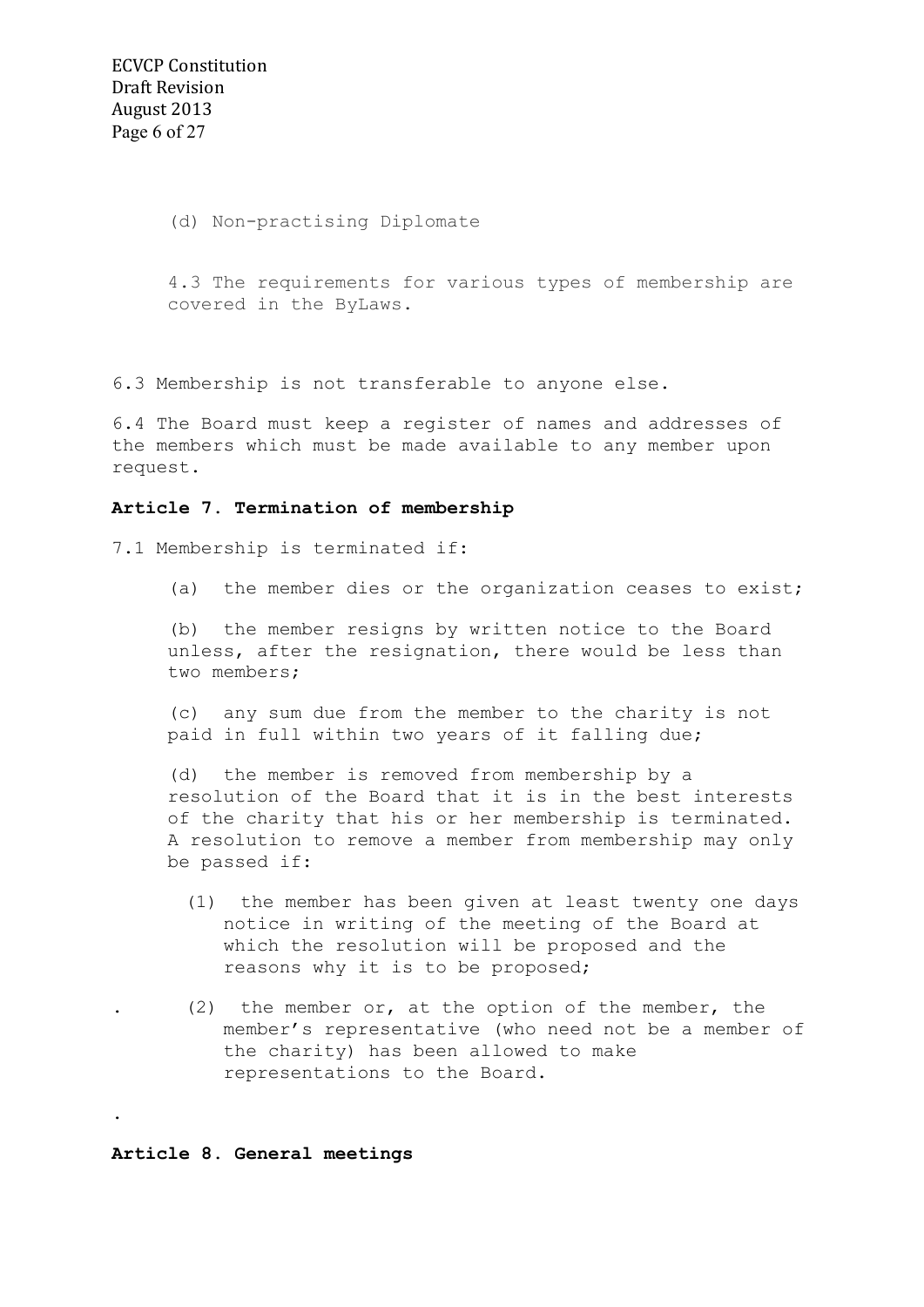(d) Non-practising Diplomate

4.3 The requirements for various types of membership are covered in the ByLaws.

6.3 Membership is not transferable to anyone else.

6.4 The Board must keep a register of names and addresses of the members which must be made available to any member upon request.

**Article 7. Termination of membership**

7.1 Membership is terminated if:

(a) the member dies or the organization ceases to exist;

(b) the member resigns by written notice to the Board unless, after the resignation, there would be less than two members;

(c) any sum due from the member to the charity is not paid in full within two years of it falling due;

(d) the member is removed from membership by a resolution of the Board that it is in the best interests of the charity that his or her membership is terminated. A resolution to remove a member from membership may only be passed if:

(1) the member has been given at least twenty one days notice in writing of the meeting of the Board at which the resolution will be proposed and the reasons why it is to be proposed;

(2) the member or, at the option of the member, the member's representative (who need not be a member of the charity) has been allowed to make representations to the Board.

**Article 8. General meetings**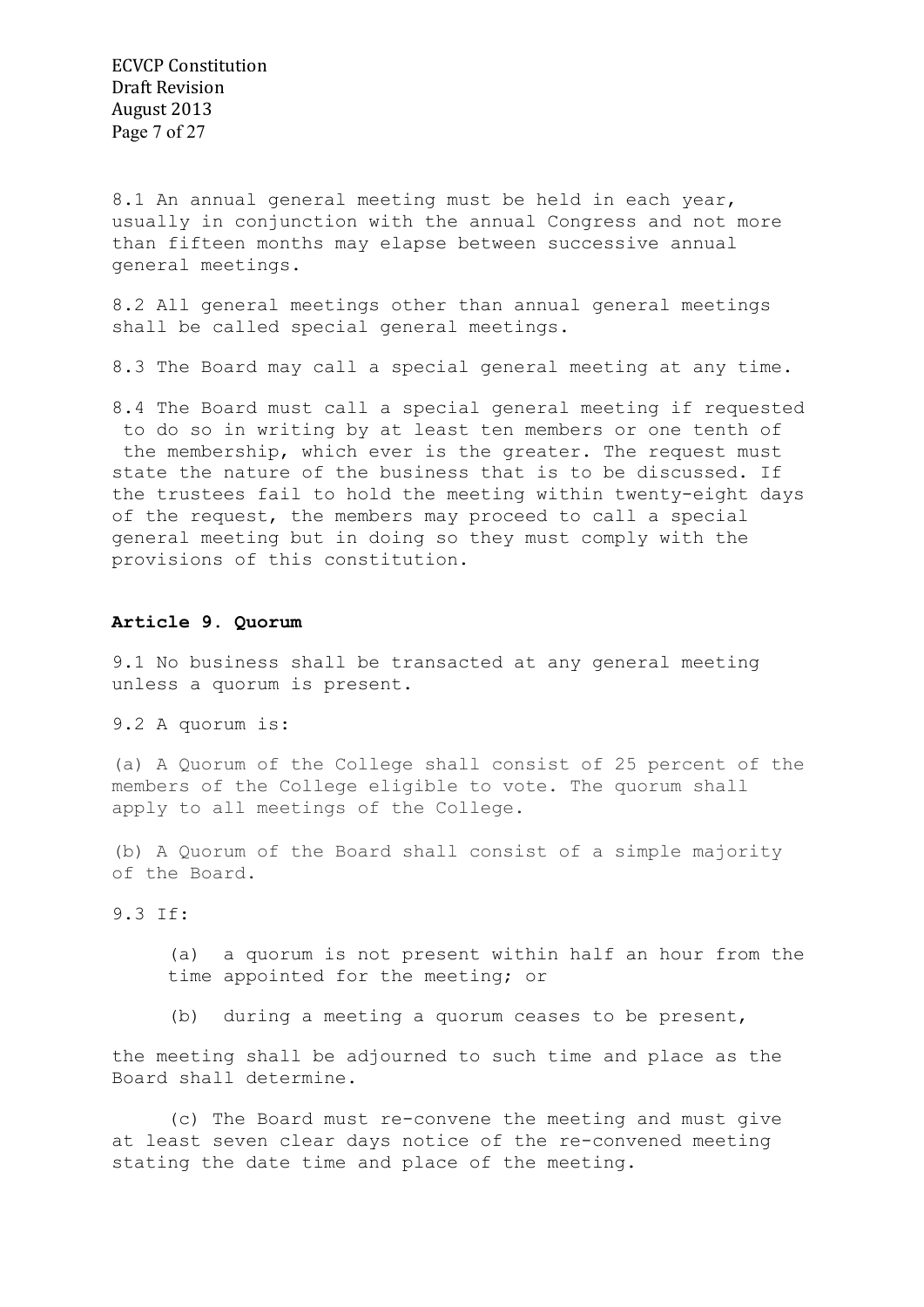8.1 An annual general meeting must be held in each year, usually in conjunction with the annual Congress and not more than fifteen months may elapse between successive annual general meetings.

8.2 All general meetings other than annual general meetings shall be called special general meetings.

8.3 The Board may call a special general meeting at any time.

8.4 The Board must call a special general meeting if requested to do so in writing by at least ten members or one tenth of the membership, which ever is the greater. The request must state the nature of the business that is to be discussed. If the trustees fail to hold the meeting within twenty-eight days of the request, the members may proceed to call a special general meeting but in doing so they must comply with the provisions of this constitution.

### Article 9. Quorum

9.1 No business shall be transacted at any general meeting unless a quorum is present.

9.2 A quorum is:

(a) A Quorum of the College shall consist of 25 percent of the members of the College eligible to vote. The quorum shall apply to all meetings of the College.

(b) A Quorum of the Board shall consist of a simple majority of the Board.

9.3 If:

(a) a quorum is not present within half an hour from the time appointed for the meeting; or

(b) during a meeting a quorum ceases to be present,

the meeting shall be adjourned to such time and place as the Board shall determine.

(c) The Board must re-convene the meeting and must give at least seven clear days notice of the re-convened meeting stating the date time and place of the meeting.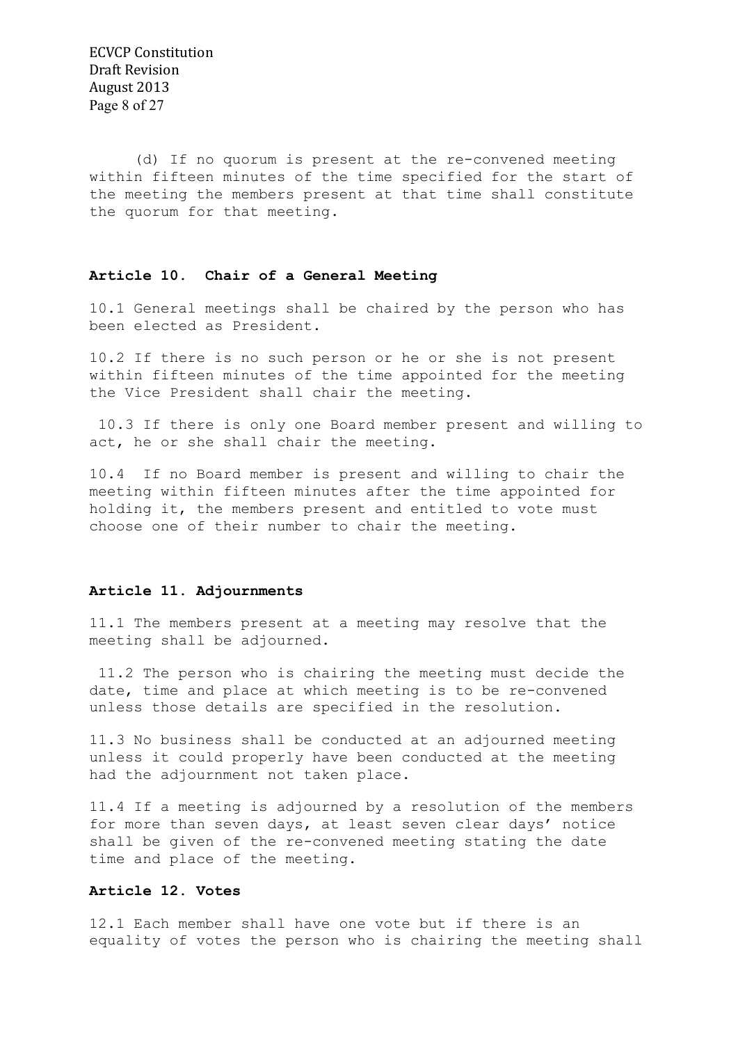(d) If no quorum is present at the re-convened meeting within fifteen minutes of the time specified for the start of the meeting the members present at that time shall constitute the quorum for that meeting.

## Article 10. Chair of a General Meeting

10.1 General meetings shall be chaired by the person who has been elected as President.

10.2 If there is no such person or he or she is not present within fifteen minutes of the time appointed for the meeting the Vice President shall chair the meeting.

10.3 If there is only one Board member present and willing to act, he or she shall chair the meeting.

10.4 If no Board member is present and willing to chair the meeting within fifteen minutes after the time appointed for holding it, the members present and entitled to vote must choose one of their number to chair the meeting.

## Article 11. Adjournments

11.1 The members present at a meeting may resolve that the meeting shall be adjourned.

11.2 The person who is chairing the meeting must decide the date, time and place at which meeting is to be re-convened unless those details are specified in the resolution.

11.3 No business shall be conducted at an adjourned meeting unless it could properly have been conducted at the meeting had the adjournment not taken place.

11.4 If a meeting is adjourned by a resolution of the members for more than seven days, at least seven clear days' notice shall be given of the re-convened meeting stating the date time and place of the meeting.

## Article 12. Votes

12.1 Each member shall have one vote but if there is an equality of votes the person who is chairing the meeting shall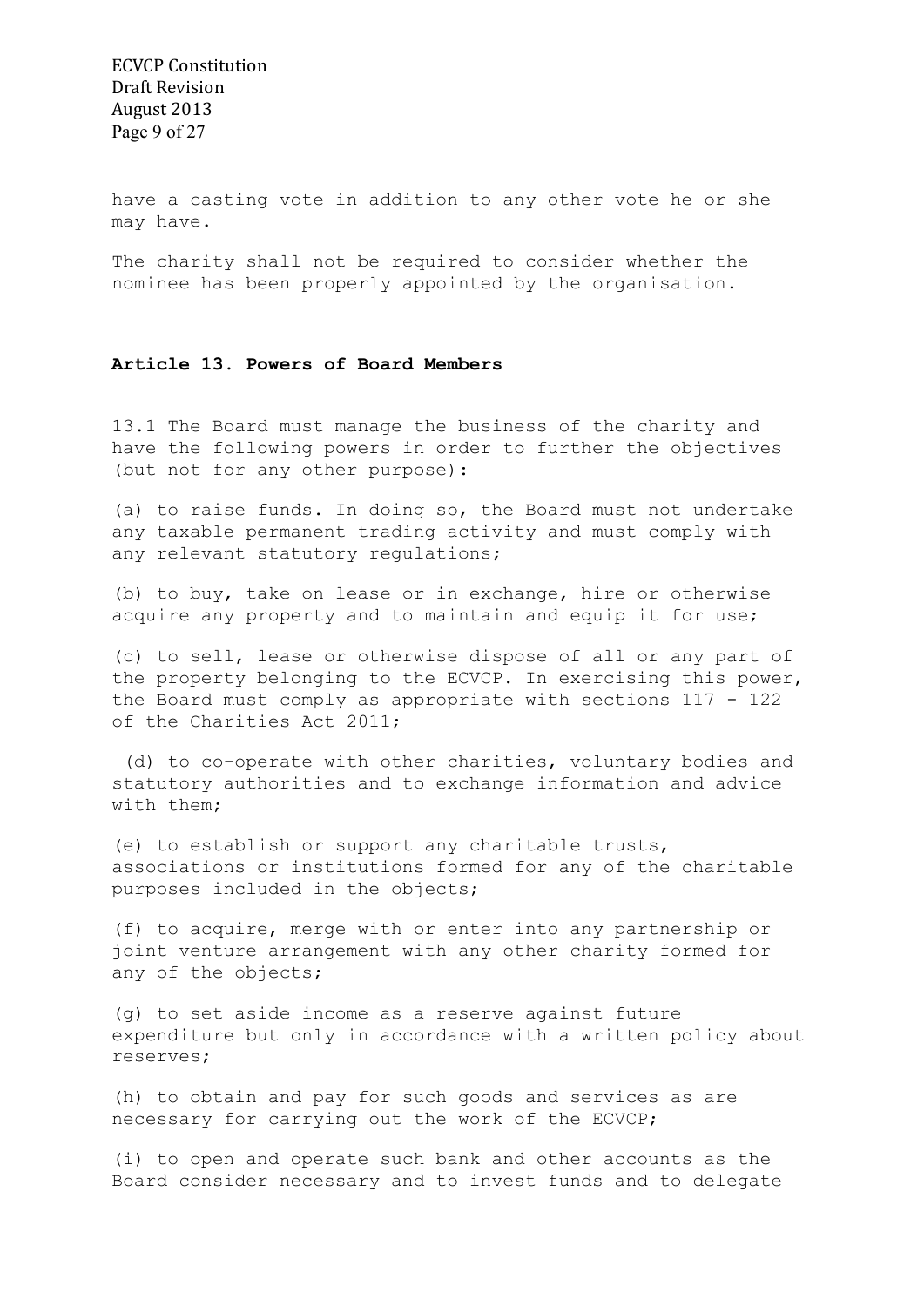have a casting vote in addition to any other vote he or she may have.

The charity shall not be required to consider whether the nominee has been properly appointed by the organisation.

### Article 13. Powers of Board Members

13.1 The Board must manage the business of the charity and have the following powers in order to further the objectives (but not for any other purpose):

(a) to raise funds. In doing so, the Board must not undertake any taxable permanent trading activity and must comply with any relevant statutory regulations;

(b) to buy, take on lease or in exchange, hire or otherwise acquire any property and to maintain and equip it for use;

(c) to sell, lease or otherwise dispose of all or any part of the property belonging to the ECVCP. In exercising this power, the Board must comply as appropriate with sections 117 - 122 of the Charities Act 2011;

(d) to co-operate with other charities, voluntary bodies and statutory authorities and to exchange information and advice with them;

(e) to establish or support any charitable trusts, associations or institutions formed for any of the charitable purposes included in the objects;

(f) to acquire, merge with or enter into any partnership or joint venture arrangement with any other charity formed for any of the objects;

(g) to set aside income as a reserve against future expenditure but only in accordance with a written policy about reserves;

(h) to obtain and pay for such goods and services as are necessary for carrying out the work of the ECVCP;

(i) to open and operate such bank and other accounts as the Board consider necessary and to invest funds and to delegate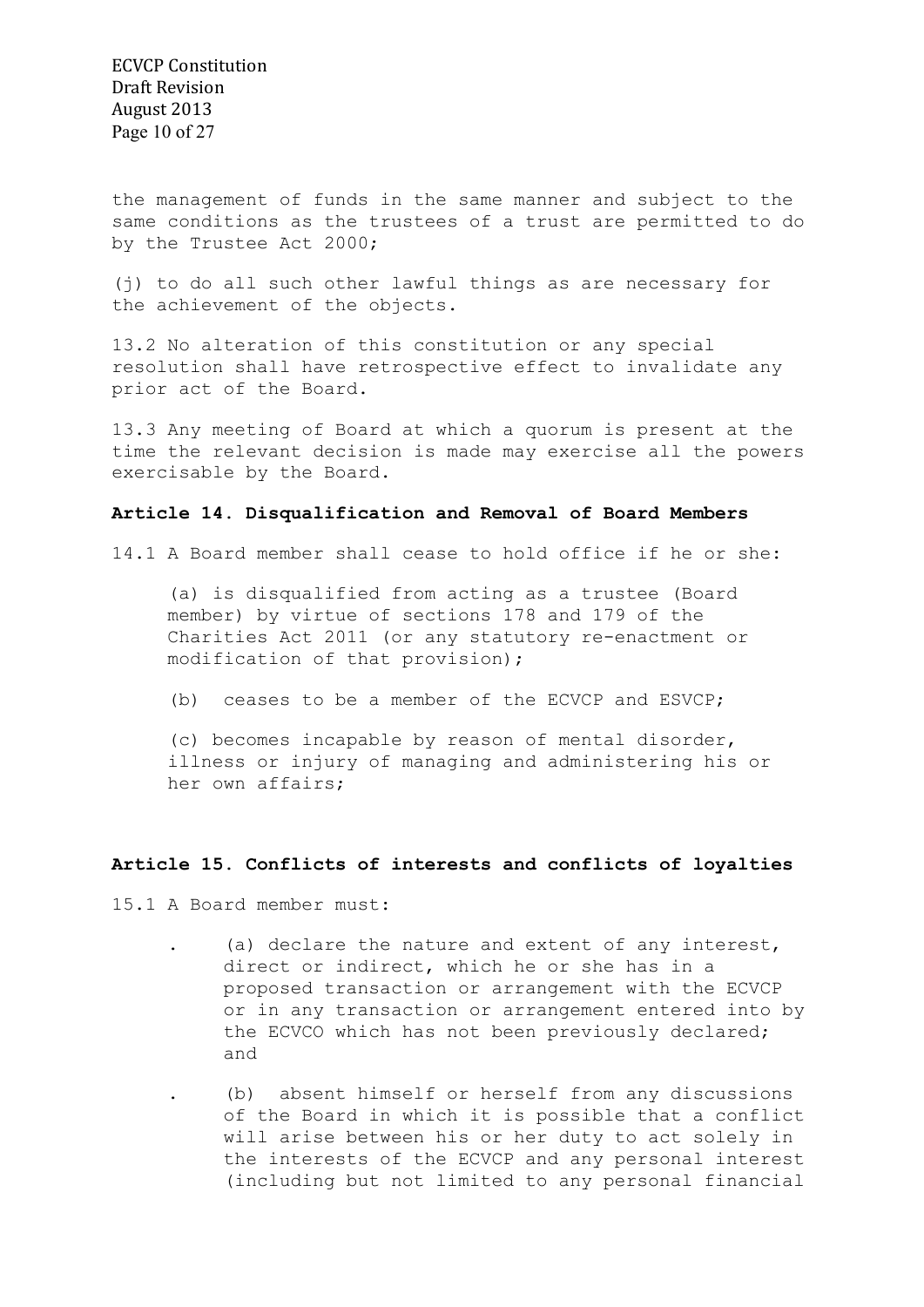the management of funds in the same manner and subject to the same conditions as the trustees of a trust are permitted to do by the Trustee Act 2000;

(j) to do all such other lawful things as are necessary for the achievement of the objects.

13.2 No alteration of this constitution or any special resolution shall have retrospective effect to invalidate any prior act of the Board.

13.3 Any meeting of Board at which a quorum is present at the time the relevant decision is made may exercise all the powers exercisable by the Board.

### Article 14. Disqualification and Removal of Board Members

14.1 A Board member shall cease to hold office if he or she:

(a) is disqualified from acting as a trustee (Board member) by virtue of sections 178 and 179 of the Charities Act 2011 (or any statutory re-enactment or modification of that provision);

(b) ceases to be a member of the ECVCP and ESVCP;

(c) becomes incapable by reason of mental disorder, illness or injury of managing and administering his or her own affairs;

### Article 15. Conflicts of interests and conflicts of loyalties

15.1 A Board member must:

- (a) declare the nature and extent of any interest, direct or indirect, which he or she has in a proposed transaction or arrangement with the ECVCP or in any transaction or arrangement entered into by the ECVCO which has not been previously declared; and
- (b) absent himself or herself from any discussions of the Board in which it is possible that a conflict will arise between his or her duty to act solely in the interests of the ECVCP and any personal interest (including but not limited to any personal financial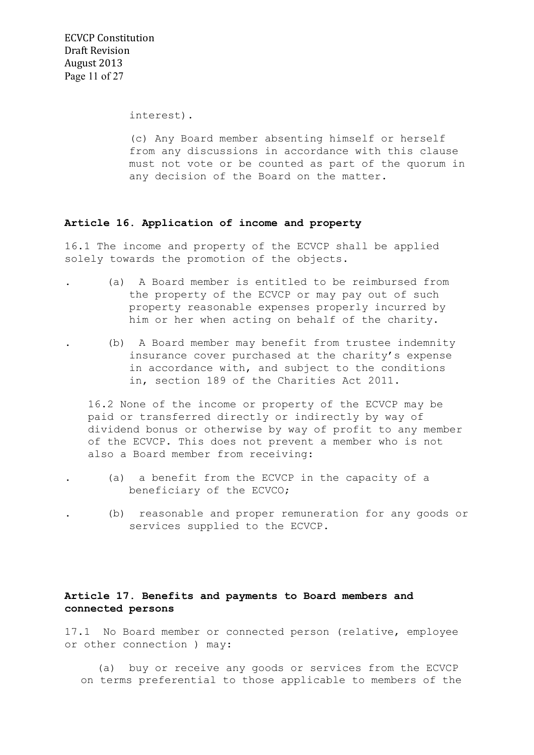interest).

(c) Any Board member absenting himself or herself from any discussions in accordance with this clause must not vote or be counted as part of the quorum in any decision of the Board on the matter.

**Article 16. Application of income and property**

16.1 The income and property of the ECVCP shall be applied solely towards the promotion of the objects.

- (a) A Board member is entitled to be reimbursed from the property of the ECVCP or may pay out of such property reasonable expenses properly incurred by him or her when acting on behalf of the charity.
- (b) A Board member may benefit from trustee indemnity insurance cover purchased at the charity's expense in accordance with, and subject to the conditions in, section 189 of the Charities Act 2011.

16.2 None of the income or property of the ECVCP may be paid or transferred directly or indirectly by way of dividend bonus or otherwise by way of profit to any member of the ECVCP. This does not prevent a member who is not also a Board member from receiving:

- (a) a benefit from the ECVCP in the capacity of a beneficiary of the ECVCO;
- (b) reasonable and proper remuneration for any goods or services supplied to the ECVCP.

**Article 17. Benefits and payments to Board members and connected persons**

17.1 No Board member or connected person (relative, employee or other connection ) may:

(a) buy or receive any goods or services from the ECVCP on terms preferential to those applicable to members of the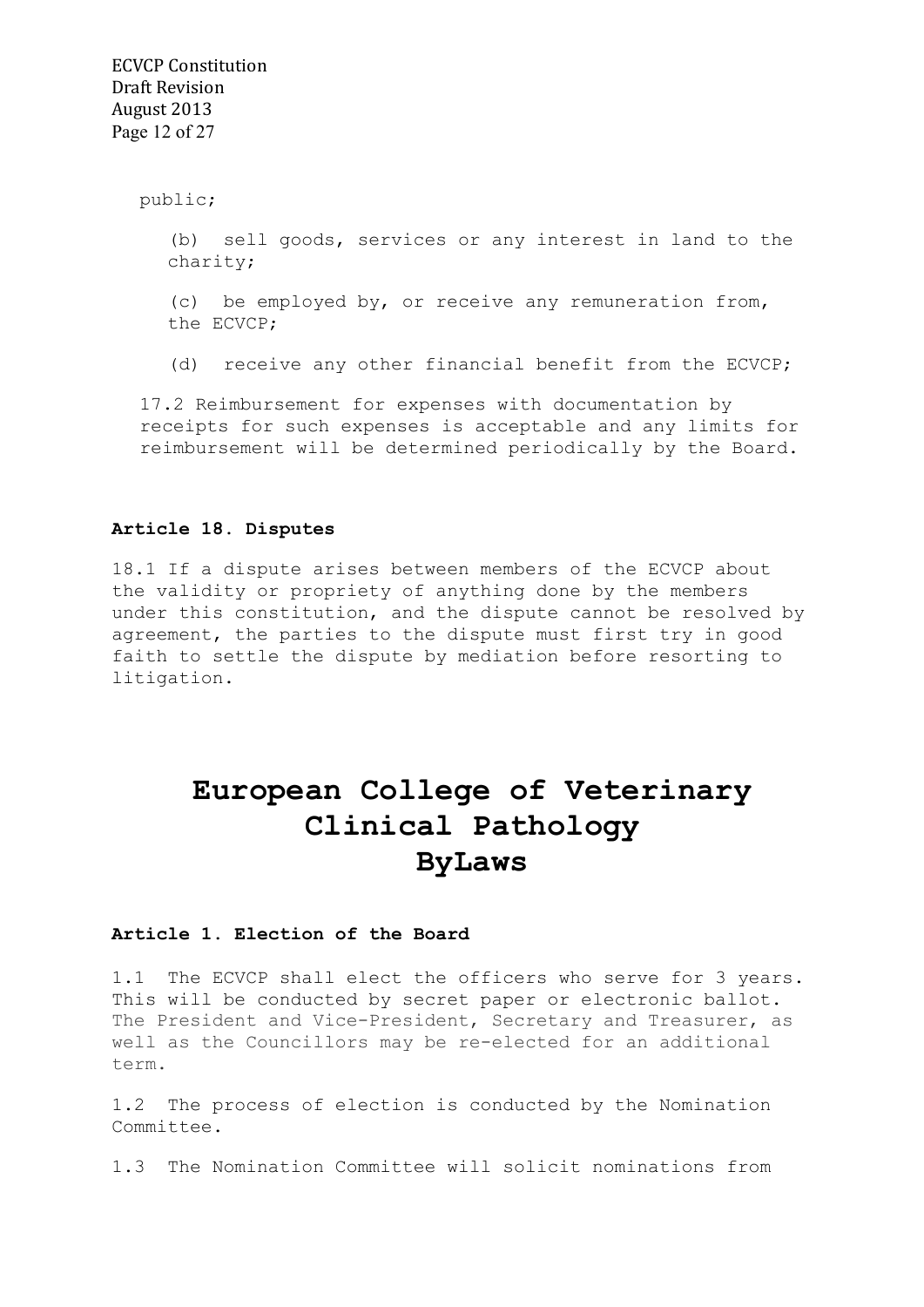public;

(b) sell goods, services or any interest in land to the charity;

(c) be employed by, or receive any remuneration from, the ECVCP;

(d) receive any other financial benefit from the ECVCP;

17.2 Reimbursement for expenses with documentation by receipts for such expenses is acceptable and any limits for reimbursement will be determined periodically by the Board.

**Article 18. Disputes**

18.1 If a dispute arises between members of the ECVCP about the validity or propriety of anything done by the members under this constitution, and the dispute cannot be resolved by agreement, the parties to the dispute must first try in good faith to settle the dispute by mediation before resorting to litigation.

# European College of Veterinary Clinical Pathology ByLaws

**Article 1. Election of the Board**

1.1 The ECVCP shall elect the officers who serve for 3 years. This will be conducted by secret paper or electronic ballot. The President and Vice-President, Secretary and Treasurer, as well as the Councillors may be re-elected for an additional term.

1.2 The process of election is conducted by the Nomination Committee.

1.3 The Nomination Committee will solicit nominations from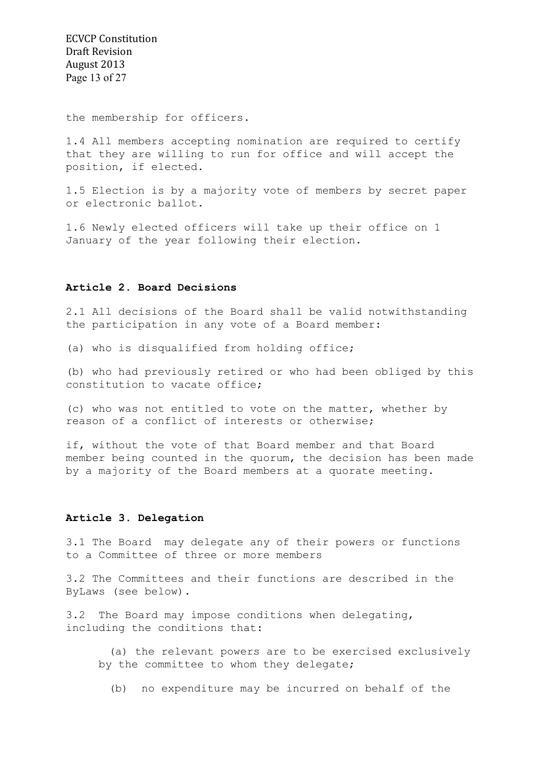the membership for officers.

1.4 All members accepting nomination are required to certify that they are willing to run for office and will accept the position, if elected.

1.5 Election is by a majority vote of members by secret paper or electronic ballot.

1.6 Newly elected officers will take up their office on 1 January of the year following their election.

### Article 2. Board Decisions

2.1 All decisions of the Board shall be valid notwithstanding the participation in any vote of a Board member:

(a) who is disqualified from holding office;

(b) who had previously retired or who had been obliged by this constitution to vacate office;

(c) who was not entitled to vote on the matter, whether by reason of a conflict of interests or otherwise;

if, without the vote of that Board member and that Board member being counted in the quorum, the decision has been made by a majority of the Board members at a quorate meeting.

### Article 3. Delegation

3.1 The Board may delegate any of their powers or functions to a Committee of three or more members

3.2 The Committees and their functions are described in the ByLaws (see below).

3.2 The Board may impose conditions when delegating, including the conditions that:

(a) the relevant powers are to be exercised exclusively by the committee to whom they delegate;

(b) no expenditure may be incurred on behalf of the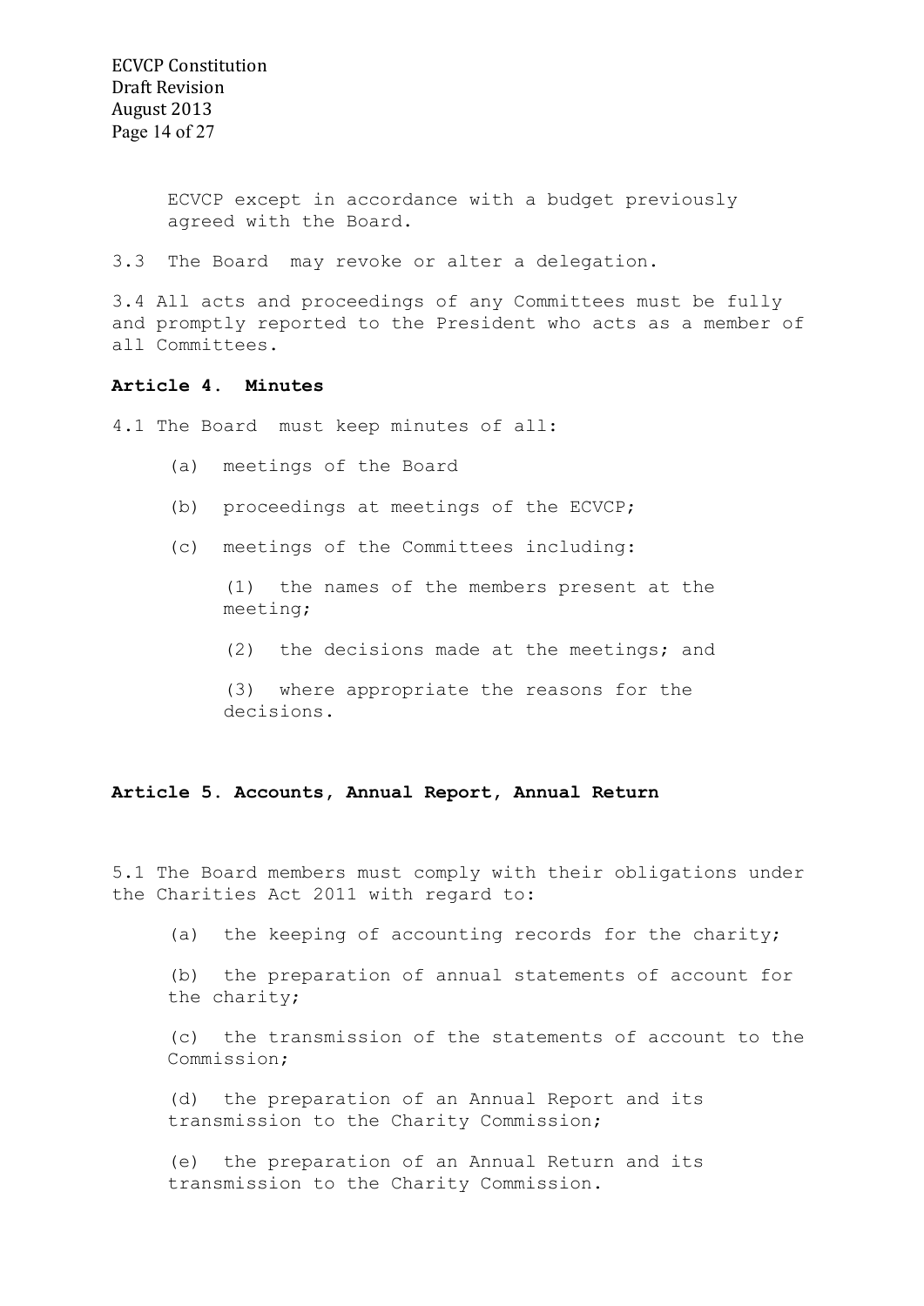ECVCP except in accordance with a budget previously agreed with the Board.

3.3 The Board may revoke or alter a delegation.

3.4 All acts and proceedings of any Committees must be fully and promptly reported to the President who acts as a member of all Committees.

**Article 4. Minutes**

4.1 The Board must keep minutes of all:

(a) meetings of the Board

(b) proceedings at meetings of the ECVCP;

(c) meetings of the Committees including:

(1) the names of the members present at the meeting;

(2) the decisions made at the meetings; and

(3) where appropriate the reasons for the decisions.

**Article 5. Accounts, Annual Report, Annual Return**

5.1 The Board members must comply with their obligations under the Charities Act 2011 with regard to:

(a) the keeping of accounting records for the charity;

(b) the preparation of annual statements of account for the charity;

(c) the transmission of the statements of account to the Commission;

(d) the preparation of an Annual Report and its transmission to the Charity Commission;

(e) the preparation of an Annual Return and its transmission to the Charity Commission.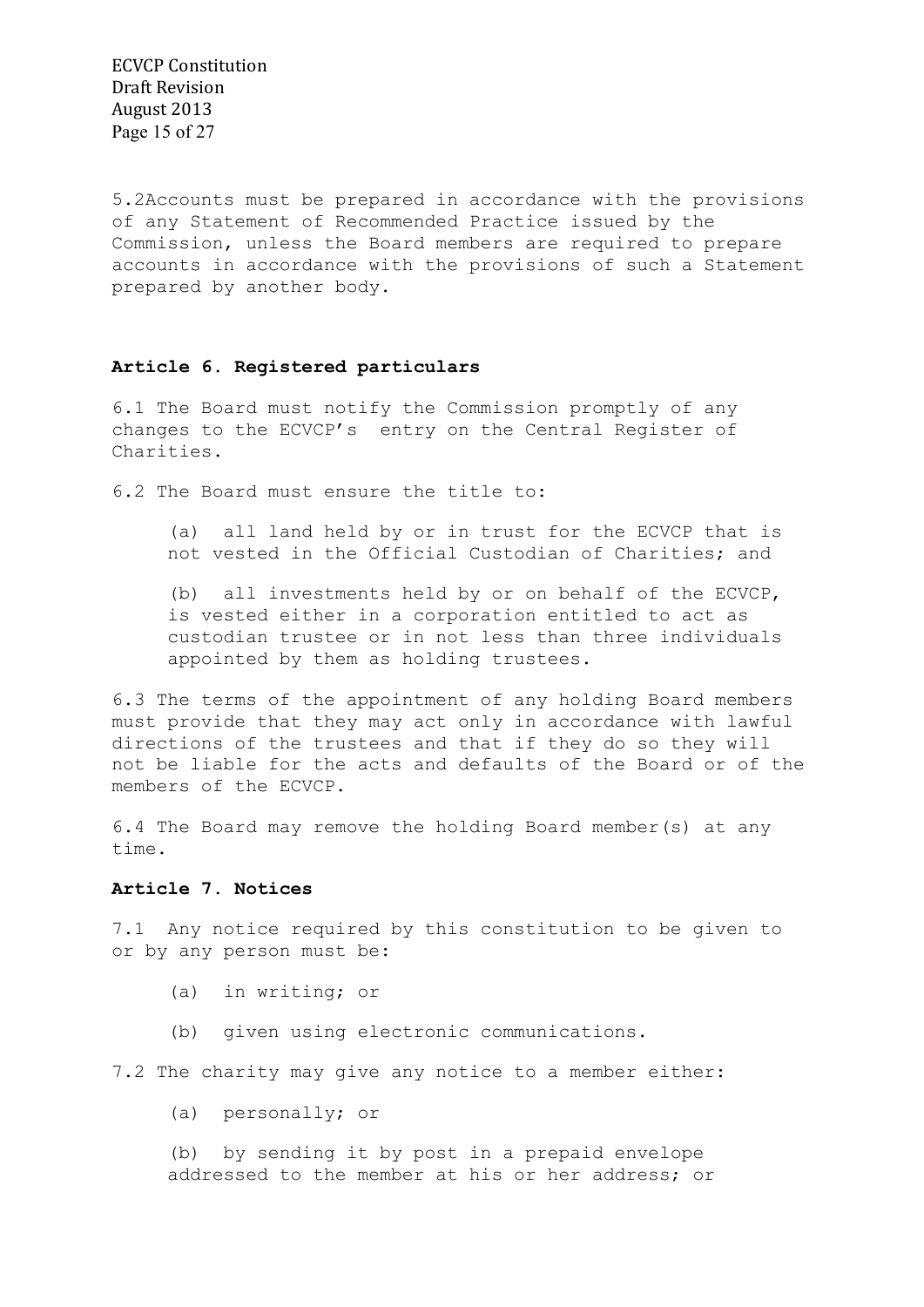5.2Accounts must be prepared in accordance with the provisions of any Statement of Recommended Practice issued by the Commission, unless the Board members are required to prepare accounts in accordance with the provisions of such a Statement prepared by another body.

## Article 6. Registered particulars

6.1 The Board must notify the Commission promptly of any changes to the ECVCP's entry on the Central Register of Charities.

6.2 The Board must ensure the title to:

(a) all land held by or in trust for the ECVCP that is not vested in the Official Custodian of Charities; and

(b) all investments held by or on behalf of the ECVCP, is vested either in a corporation entitled to act as custodian trustee or in not less than three individuals appointed by them as holding trustees.

6.3 The terms of the appointment of any holding Board members must provide that they may act only in accordance with lawful directions of the trustees and that if they do so they will not be liable for the acts and defaults of the Board or of the members of the ECVCP.

6.4 The Board may remove the holding Board member(s) at any time.

## Article 7. Notices

7.1 Any notice required by this constitution to be given to or by any person must be:

(a) in writing; or

(b) given using electronic communications.

7.2 The charity may give any notice to a member either:

(a) personally; or

(b) by sending it by post in a prepaid envelope addressed to the member at his or her address; or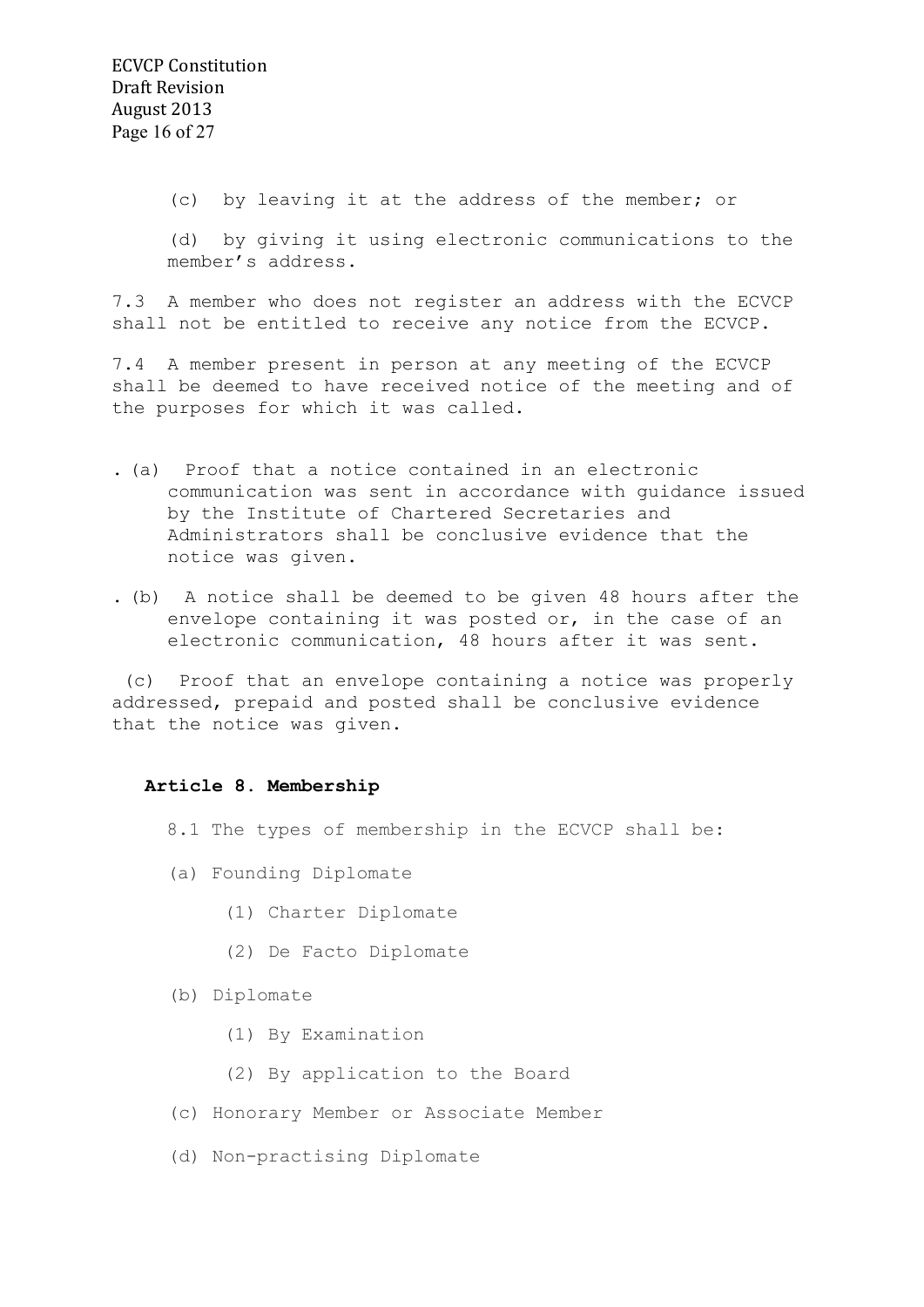(c) by leaving it at the address of the member; or

(d) by giving it using electronic communications to the member's address.

7.3 A member who does not register an address with the ECVCP shall not be entitled to receive any notice from the ECVCP.

7.4 A member present in person at any meeting of the ECVCP shall be deemed to have received notice of the meeting and of the purposes for which it was called.

. (a) Proof that a notice contained in an electronic communication was sent in accordance with guidance issued by the Institute of Chartered Secretaries and Administrators shall be conclusive evidence that the notice was given.

. (b) A notice shall be deemed to be given 48 hours after the envelope containing it was posted or, in the case of an electronic communication, 48 hours after it was sent.

(c) Proof that an envelope containing a notice was properly addressed, prepaid and posted shall be conclusive evidence that the notice was given.

**Article 8. Membership**

8.1 The types of membership in the ECVCP shall be:

(a) Founding Diplomate

  (1) Charter Diplomate

  (2) De Facto Diplomate

(b) Diplomate

  (1) By Examination

  (2) By application to the Board

(c) Honorary Member or Associate Member

(d) Non-practising Diplomate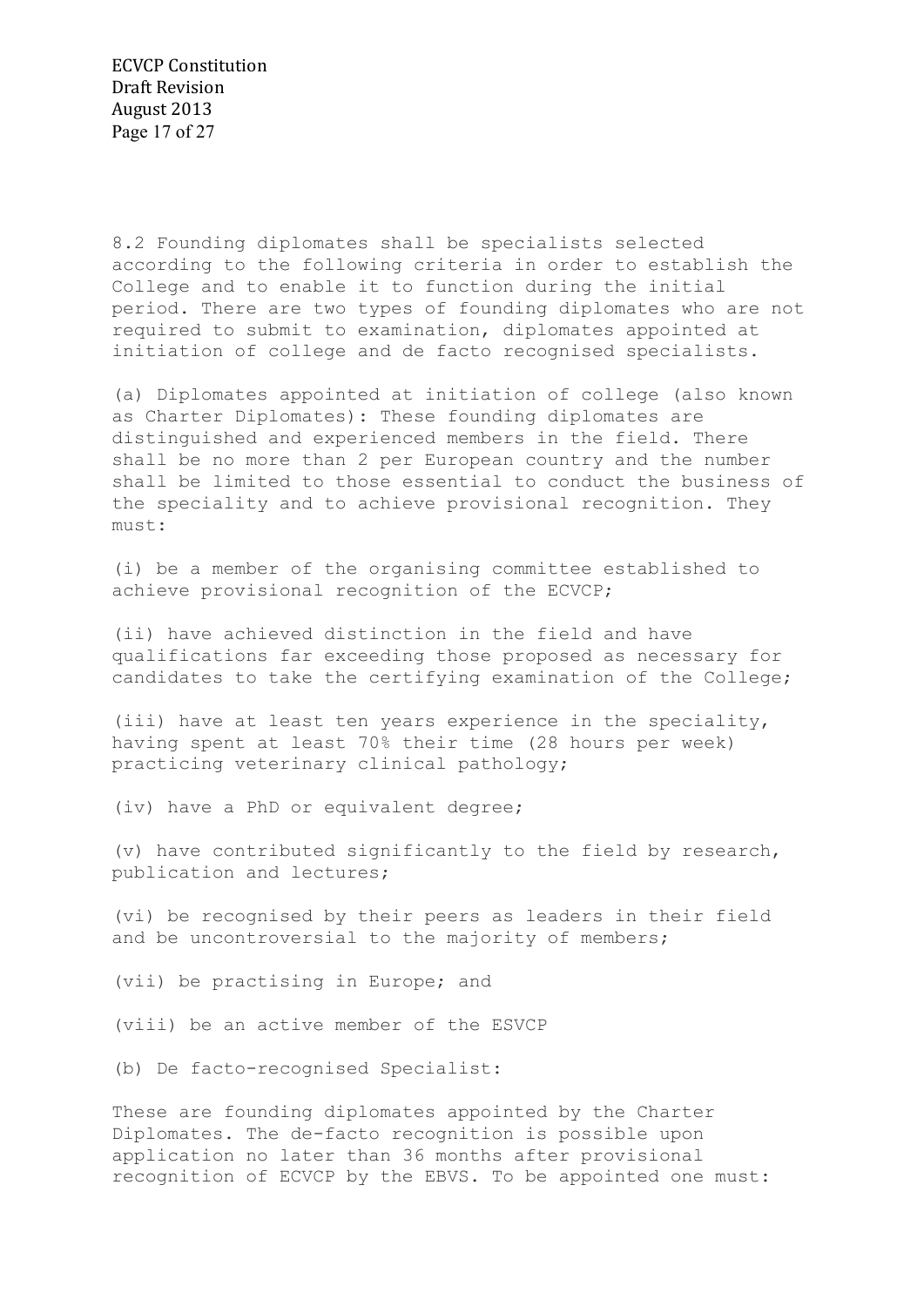8.2 Founding diplomates shall be specialists selected according to the following criteria in order to establish the College and to enable it to function during the initial period. There are two types of founding diplomates who are not required to submit to examination, diplomates appointed at initiation of college and de facto recognised specialists.

(a) Diplomates appointed at initiation of college (also known as Charter Diplomates): These founding diplomates are distinguished and experienced members in the field. There shall be no more than 2 per European country and the number shall be limited to those essential to conduct the business of the speciality and to achieve provisional recognition. They must:

(i) be a member of the organising committee established to achieve provisional recognition of the ECVCP;

(ii) have achieved distinction in the field and have qualifications far exceeding those proposed as necessary for candidates to take the certifying examination of the College;

(iii) have at least ten years experience in the speciality, having spent at least 70% their time (28 hours per week) practicing veterinary clinical pathology;

(iv) have a PhD or equivalent degree;

(v) have contributed significantly to the field by research, publication and lectures;

(vi) be recognised by their peers as leaders in their field and be uncontroversial to the majority of members;

(vii) be practising in Europe; and

(viii) be an active member of the ESVCP

(b) De facto-recognised Specialist:

These are founding diplomates appointed by the Charter Diplomates. The de-facto recognition is possible upon application no later than 36 months after provisional recognition of ECVCP by the EBVS. To be appointed one must: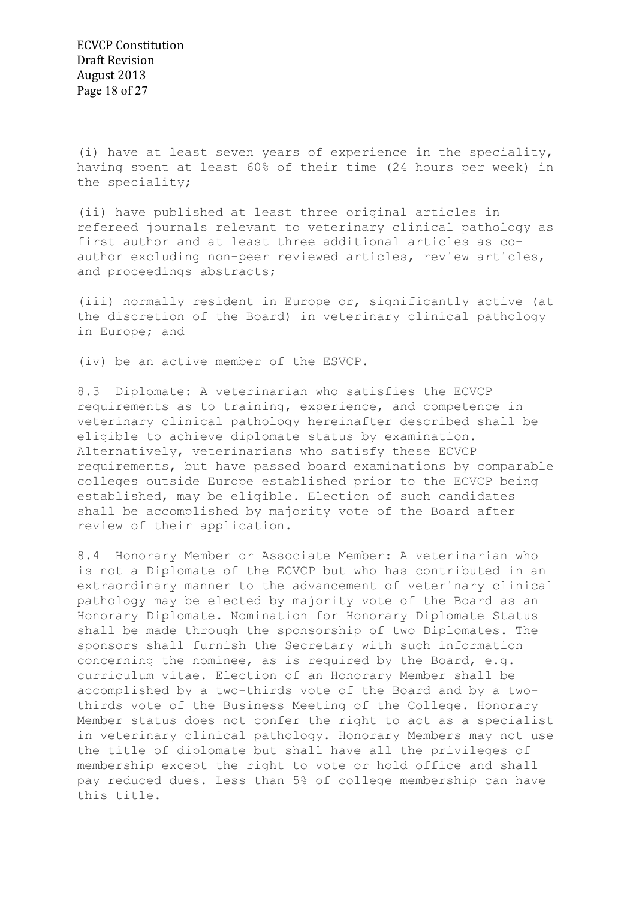(i) have at least seven years of experience in the speciality, having spent at least 60% of their time (24 hours per week) in the speciality;

(ii) have published at least three original articles in refereed journals relevant to veterinary clinical pathology as first author and at least three additional articles as co-author excluding non-peer reviewed articles, review articles, and proceedings abstracts;

(iii) normally resident in Europe or, significantly active (at the discretion of the Board) in veterinary clinical pathology in Europe; and

(iv) be an active member of the ESVCP.

8.3 Diplomate: A veterinarian who satisfies the ECVCP requirements as to training, experience, and competence in veterinary clinical pathology hereinafter described shall be eligible to achieve diplomate status by examination. Alternatively, veterinarians who satisfy these ECVCP requirements, but have passed board examinations by comparable colleges outside Europe established prior to the ECVCP being established, may be eligible. Election of such candidates shall be accomplished by majority vote of the Board after review of their application.

8.4 Honorary Member or Associate Member: A veterinarian who is not a Diplomate of the ECVCP but who has contributed in an extraordinary manner to the advancement of veterinary clinical pathology may be elected by majority vote of the Board as an Honorary Diplomate. Nomination for Honorary Diplomate Status shall be made through the sponsorship of two Diplomates. The sponsors shall furnish the Secretary with such information concerning the nominee, as is required by the Board, e.g. curriculum vitae. Election of an Honorary Member shall be accomplished by a two-thirds vote of the Board and by a two-thirds vote of the Business Meeting of the College. Honorary Member status does not confer the right to act as a specialist in veterinary clinical pathology. Honorary Members may not use the title of diplomate but shall have all the privileges of membership except the right to vote or hold office and shall pay reduced dues. Less than 5% of college membership can have this title.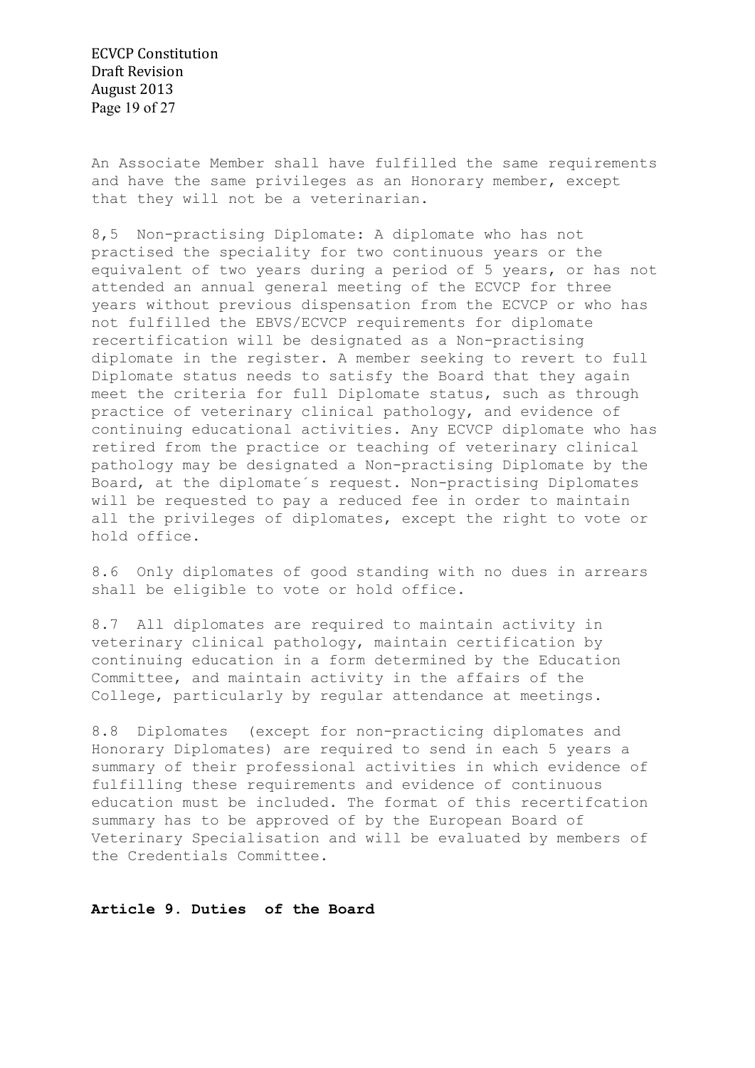An Associate Member shall have fulfilled the same requirements and have the same privileges as an Honorary member, except that they will not be a veterinarian.

8,5 Non-practising Diplomate: A diplomate who has not practised the speciality for two continuous years or the equivalent of two years during a period of 5 years, or has not attended an annual general meeting of the ECVCP for three years without previous dispensation from the ECVCP or who has not fulfilled the EBVS/ECVCP requirements for diplomate recertification will be designated as a Non-practising diplomate in the register. A member seeking to revert to full Diplomate status needs to satisfy the Board that they again meet the criteria for full Diplomate status, such as through practice of veterinary clinical pathology, and evidence of continuing educational activities. Any ECVCP diplomate who has retired from the practice or teaching of veterinary clinical pathology may be designated a Non-practising Diplomate by the Board, at the diplomate´s request. Non-practising Diplomates will be requested to pay a reduced fee in order to maintain all the privileges of diplomates, except the right to vote or hold office.

8.6 Only diplomates of good standing with no dues in arrears shall be eligible to vote or hold office.

8.7 All diplomates are required to maintain activity in veterinary clinical pathology, maintain certification by continuing education in a form determined by the Education Committee, and maintain activity in the affairs of the College, particularly by regular attendance at meetings.

8.8 Diplomates (except for non-practicing diplomates and Honorary Diplomates) are required to send in each 5 years a summary of their professional activities in which evidence of fulfilling these requirements and evidence of continuous education must be included. The format of this recertifcation summary has to be approved of by the European Board of Veterinary Specialisation and will be evaluated by members of the Credentials Committee.

## Article 9. Duties of the Board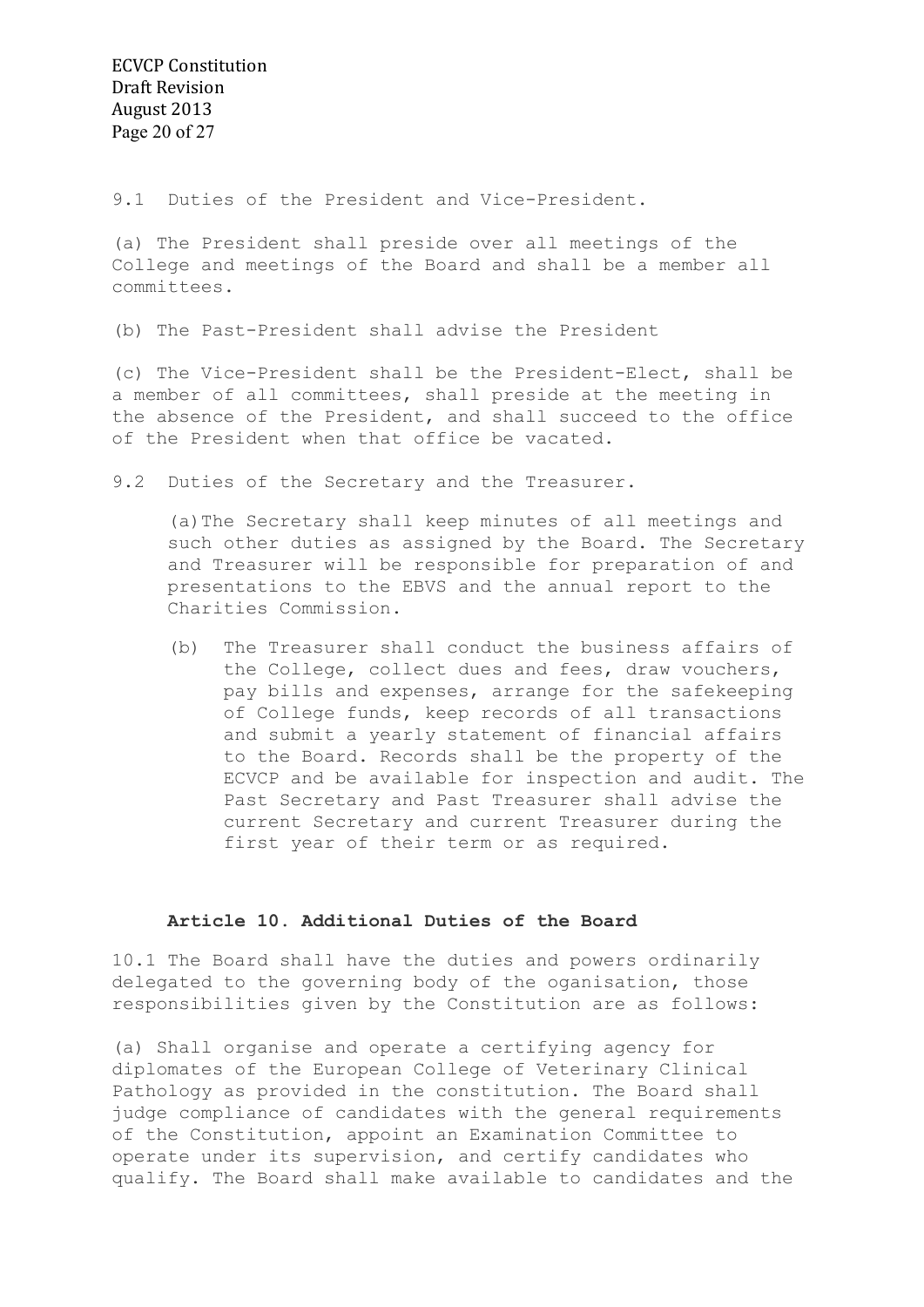9.1 Duties of the President and Vice-President.

(a) The President shall preside over all meetings of the College and meetings of the Board and shall be a member all committees.

(b) The Past-President shall advise the President

(c) The Vice-President shall be the President-Elect, shall be a member of all committees, shall preside at the meeting in the absence of the President, and shall succeed to the office of the President when that office be vacated.

9.2 Duties of the Secretary and the Treasurer.

(a) The Secretary shall keep minutes of all meetings and such other duties as assigned by the Board. The Secretary and Treasurer will be responsible for preparation of and presentations to the EBVS and the annual report to the Charities Commission.

(b) The Treasurer shall conduct the business affairs of the College, collect dues and fees, draw vouchers, pay bills and expenses, arrange for the safekeeping of College funds, keep records of all transactions and submit a yearly statement of financial affairs to the Board. Records shall be the property of the ECVCP and be available for inspection and audit. The Past Secretary and Past Treasurer shall advise the current Secretary and current Treasurer during the first year of their term or as required.

## Article 10. Additional Duties of the Board

10.1 The Board shall have the duties and powers ordinarily delegated to the governing body of the oganisation, those responsibilities given by the Constitution are as follows:

(a) Shall organise and operate a certifying agency for diplomates of the European College of Veterinary Clinical Pathology as provided in the constitution. The Board shall judge compliance of candidates with the general requirements of the Constitution, appoint an Examination Committee to operate under its supervision, and certify candidates who qualify. The Board shall make available to candidates and the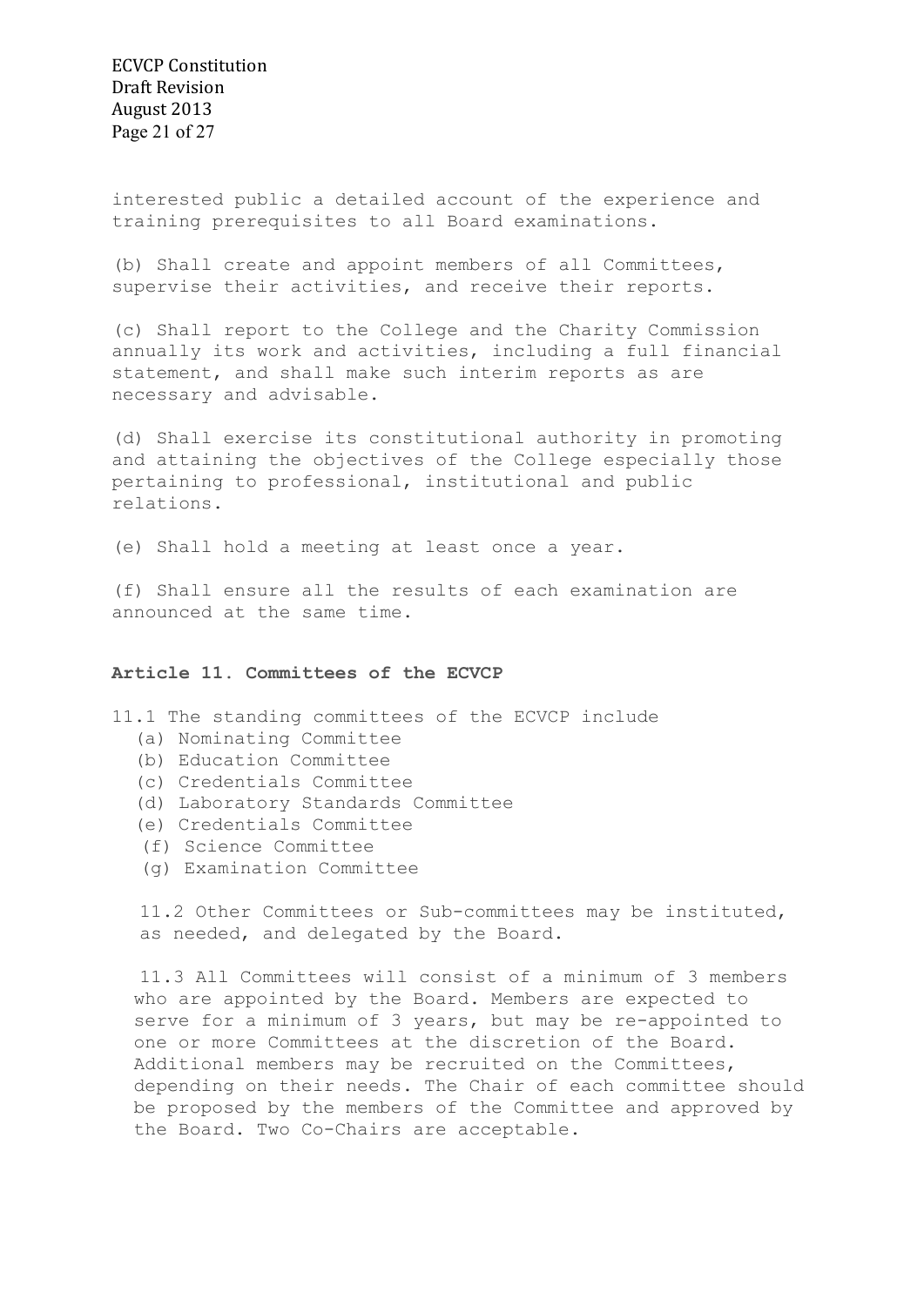interested public a detailed account of the experience and training prerequisites to all Board examinations.

(b) Shall create and appoint members of all Committees, supervise their activities, and receive their reports.

(c) Shall report to the College and the Charity Commission annually its work and activities, including a full financial statement, and shall make such interim reports as are necessary and advisable.

(d) Shall exercise its constitutional authority in promoting and attaining the objectives of the College especially those pertaining to professional, institutional and public relations.

(e) Shall hold a meeting at least once a year.

(f) Shall ensure all the results of each examination are announced at the same time.

**Article 11. Committees of the ECVCP**

11.1 The standing committees of the ECVCP include

(a) Nominating Committee
(b) Education Committee
(c) Credentials Committee
(d) Laboratory Standards Committee
(e) Credentials Committee
(f) Science Committee
(g) Examination Committee

11.2 Other Committees or Sub-committees may be instituted, as needed, and delegated by the Board.

11.3 All Committees will consist of a minimum of 3 members who are appointed by the Board. Members are expected to serve for a minimum of 3 years, but may be re-appointed to one or more Committees at the discretion of the Board. Additional members may be recruited on the Committees, depending on their needs. The Chair of each committee should be proposed by the members of the Committee and approved by the Board. Two Co-Chairs are acceptable.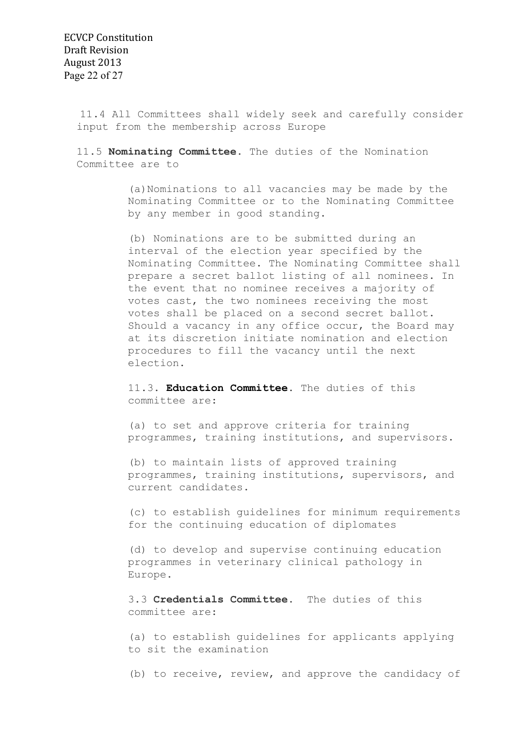11.4 All Committees shall widely seek and carefully consider input from the membership across Europe

11.5 **Nominating Committee.** The duties of the Nomination Committee are to

(a) Nominations to all vacancies may be made by the Nominating Committee or to the Nominating Committee by any member in good standing.

(b) Nominations are to be submitted during an interval of the election year specified by the Nominating Committee. The Nominating Committee shall prepare a secret ballot listing of all nominees. In the event that no nominee receives a majority of votes cast, the two nominees receiving the most votes shall be placed on a second secret ballot. Should a vacancy in any office occur, the Board may at its discretion initiate nomination and election procedures to fill the vacancy until the next election.

11.3. **Education Committee.** The duties of this committee are:

(a) to set and approve criteria for training programmes, training institutions, and supervisors.

(b) to maintain lists of approved training programmes, training institutions, supervisors, and current candidates.

(c) to establish guidelines for minimum requirements for the continuing education of diplomates

(d) to develop and supervise continuing education programmes in veterinary clinical pathology in Europe.

3.3 **Credentials Committee.** The duties of this committee are:

(a) to establish guidelines for applicants applying to sit the examination

(b) to receive, review, and approve the candidacy of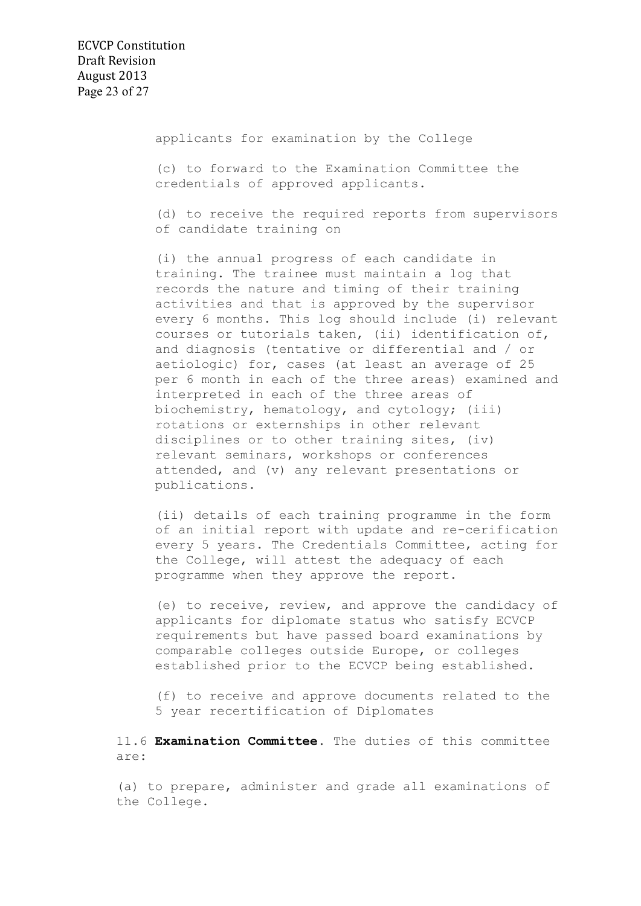applicants for examination by the College

(c) to forward to the Examination Committee the credentials of approved applicants.

(d) to receive the required reports from supervisors of candidate training on

(i) the annual progress of each candidate in training. The trainee must maintain a log that records the nature and timing of their training activities and that is approved by the supervisor every 6 months. This log should include (i) relevant courses or tutorials taken, (ii) identification of, and diagnosis (tentative or differential and / or aetiologic) for, cases (at least an average of 25 per 6 month in each of the three areas) examined and interpreted in each of the three areas of biochemistry, hematology, and cytology; (iii) rotations or externships in other relevant disciplines or to other training sites, (iv) relevant seminars, workshops or conferences attended, and (v) any relevant presentations or publications.

(ii) details of each training programme in the form of an initial report with update and re-cerification every 5 years. The Credentials Committee, acting for the College, will attest the adequacy of each programme when they approve the report.

(e) to receive, review, and approve the candidacy of applicants for diplomate status who satisfy ECVCP requirements but have passed board examinations by comparable colleges outside Europe, or colleges established prior to the ECVCP being established.

(f) to receive and approve documents related to the 5 year recertification of Diplomates

11.6 **Examination Committee**. The duties of this committee are:

(a) to prepare, administer and grade all examinations of the College.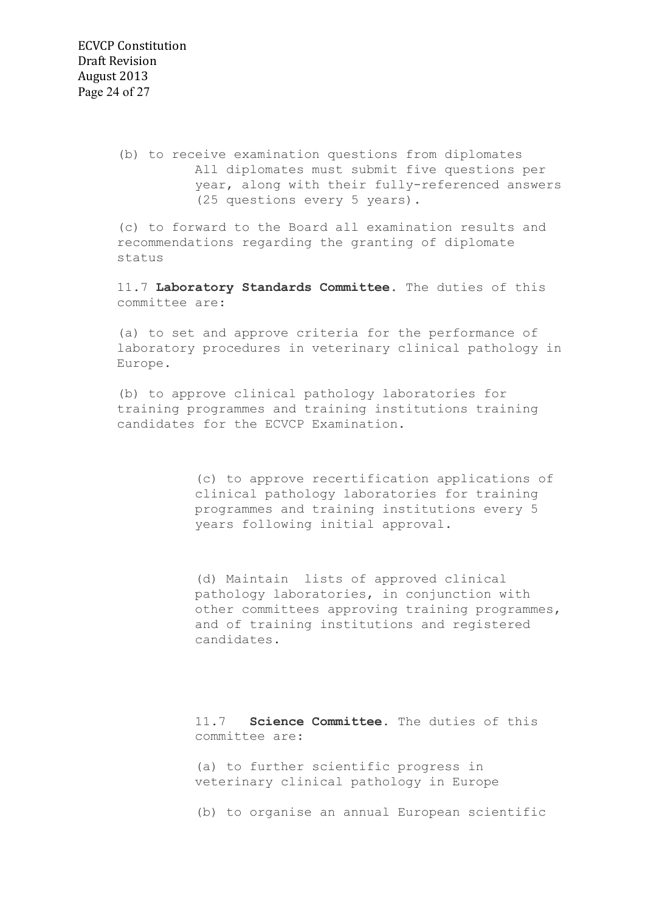(b) to receive examination questions from diplomates
All diplomates must submit five questions per year, along with their fully-referenced answers (25 questions every 5 years).

(c) to forward to the Board all examination results and recommendations regarding the granting of diplomate status

11.7 **Laboratory Standards Committee.** The duties of this committee are:

(a) to set and approve criteria for the performance of laboratory procedures in veterinary clinical pathology in Europe.

(b) to approve clinical pathology laboratories for training programmes and training institutions training candidates for the ECVCP Examination.

(c) to approve recertification applications of clinical pathology laboratories for training programmes and training institutions every 5 years following initial approval.

(d) Maintain lists of approved clinical pathology laboratories, in conjunction with other committees approving training programmes, and of training institutions and registered candidates.

11.7 **Science Committee.** The duties of this committee are:

(a) to further scientific progress in veterinary clinical pathology in Europe

(b) to organise an annual European scientific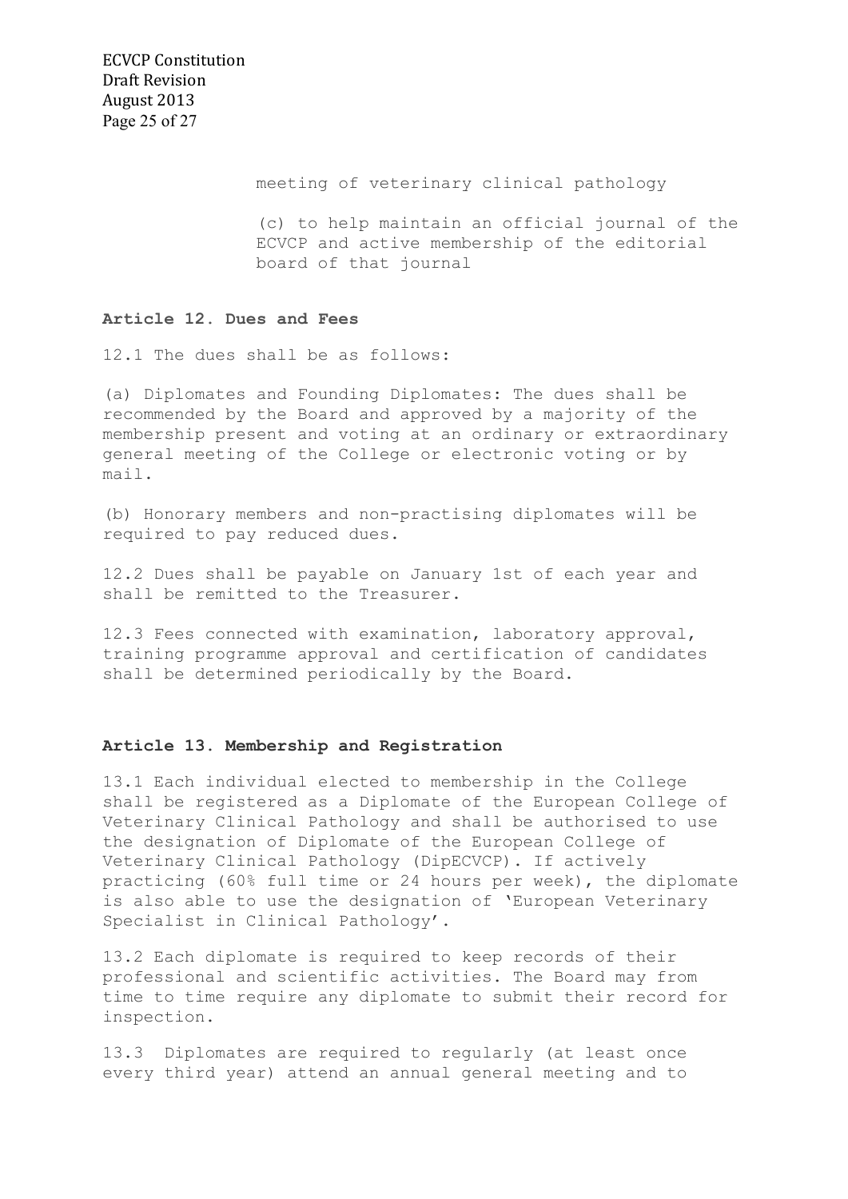meeting of veterinary clinical pathology

(c) to help maintain an official journal of the ECVCP and active membership of the editorial board of that journal

**Article 12. Dues and Fees**

12.1 The dues shall be as follows:

(a) Diplomates and Founding Diplomates: The dues shall be recommended by the Board and approved by a majority of the membership present and voting at an ordinary or extraordinary general meeting of the College or electronic voting or by mail.

(b) Honorary members and non-practising diplomates will be required to pay reduced dues.

12.2 Dues shall be payable on January 1st of each year and shall be remitted to the Treasurer.

12.3 Fees connected with examination, laboratory approval, training programme approval and certification of candidates shall be determined periodically by the Board.

**Article 13. Membership and Registration**

13.1 Each individual elected to membership in the College shall be registered as a Diplomate of the European College of Veterinary Clinical Pathology and shall be authorised to use the designation of Diplomate of the European College of Veterinary Clinical Pathology (DipECVCP). If actively practicing (60% full time or 24 hours per week), the diplomate is also able to use the designation of 'European Veterinary Specialist in Clinical Pathology'.

13.2 Each diplomate is required to keep records of their professional and scientific activities. The Board may from time to time require any diplomate to submit their record for inspection.

13.3 Diplomates are required to regularly (at least once every third year) attend an annual general meeting and to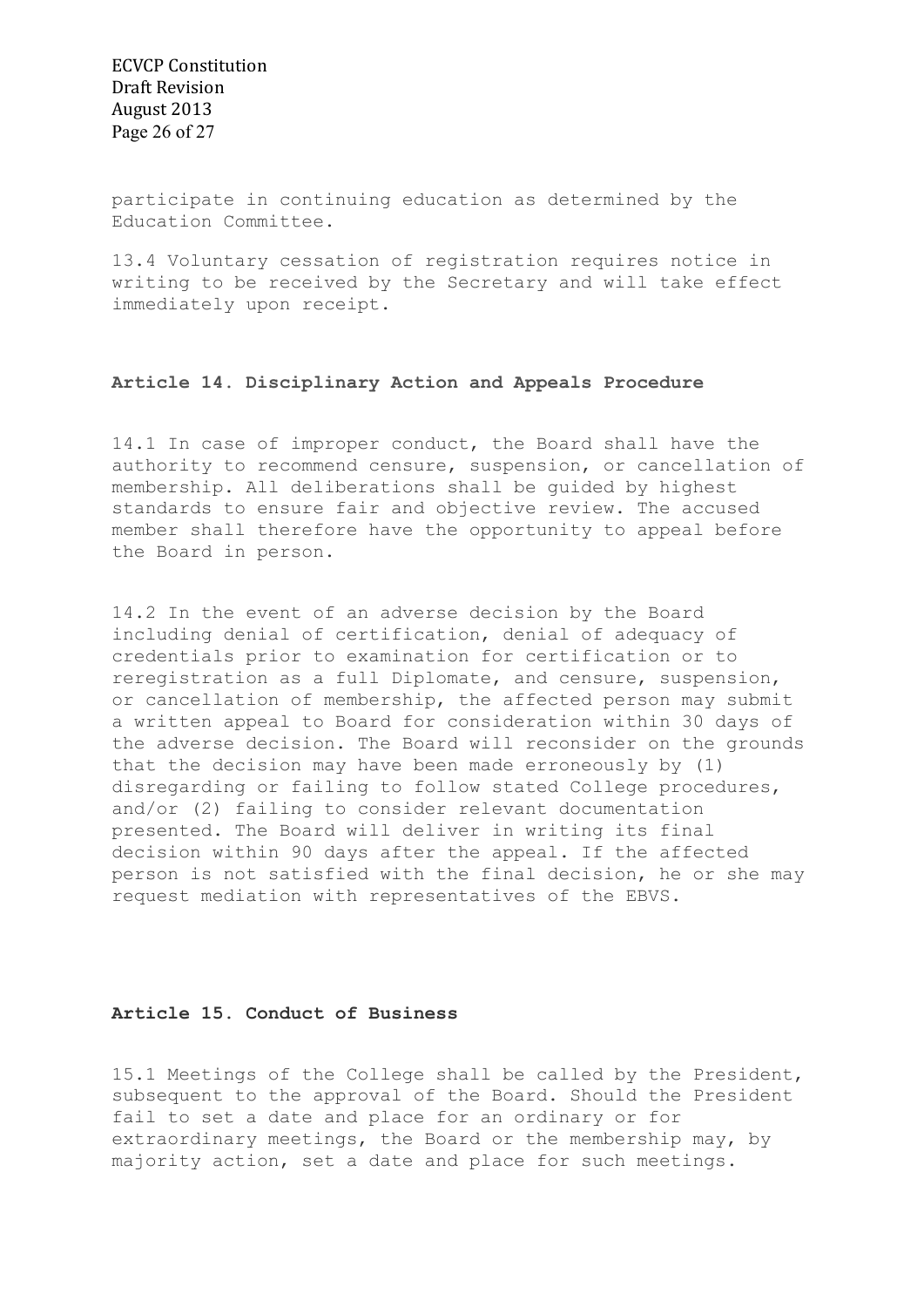participate in continuing education as determined by the Education Committee.

13.4 Voluntary cessation of registration requires notice in writing to be received by the Secretary and will take effect immediately upon receipt.

## Article 14. Disciplinary Action and Appeals Procedure

14.1 In case of improper conduct, the Board shall have the authority to recommend censure, suspension, or cancellation of membership. All deliberations shall be guided by highest standards to ensure fair and objective review. The accused member shall therefore have the opportunity to appeal before the Board in person.

14.2 In the event of an adverse decision by the Board including denial of certification, denial of adequacy of credentials prior to examination for certification or to reregistration as a full Diplomate, and censure, suspension, or cancellation of membership, the affected person may submit a written appeal to Board for consideration within 30 days of the adverse decision. The Board will reconsider on the grounds that the decision may have been made erroneously by (1) disregarding or failing to follow stated College procedures, and/or (2) failing to consider relevant documentation presented. The Board will deliver in writing its final decision within 90 days after the appeal. If the affected person is not satisfied with the final decision, he or she may request mediation with representatives of the EBVS.

## Article 15. Conduct of Business

15.1 Meetings of the College shall be called by the President, subsequent to the approval of the Board. Should the President fail to set a date and place for an ordinary or for extraordinary meetings, the Board or the membership may, by majority action, set a date and place for such meetings.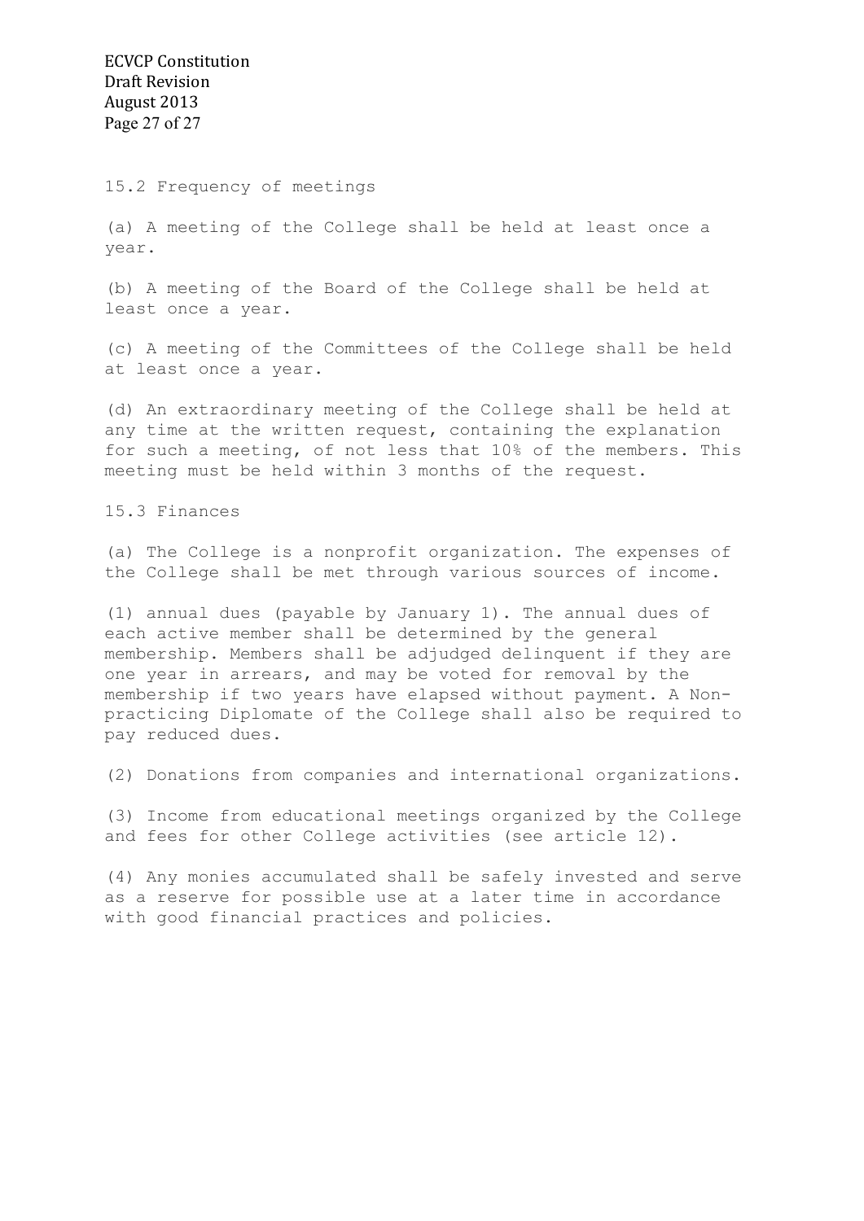### 15.2 Frequency of meetings

(a) A meeting of the College shall be held at least once a year.

(b) A meeting of the Board of the College shall be held at least once a year.

(c) A meeting of the Committees of the College shall be held at least once a year.

(d) An extraordinary meeting of the College shall be held at any time at the written request, containing the explanation for such a meeting, of not less that 10% of the members. This meeting must be held within 3 months of the request.

### 15.3 Finances

(a) The College is a nonprofit organization. The expenses of the College shall be met through various sources of income.

(1) annual dues (payable by January 1). The annual dues of each active member shall be determined by the general membership. Members shall be adjudged delinquent if they are one year in arrears, and may be voted for removal by the membership if two years have elapsed without payment. A Non-practicing Diplomate of the College shall also be required to pay reduced dues.

(2) Donations from companies and international organizations.

(3) Income from educational meetings organized by the College and fees for other College activities (see article 12).

(4) Any monies accumulated shall be safely invested and serve as a reserve for possible use at a later time in accordance with good financial practices and policies.